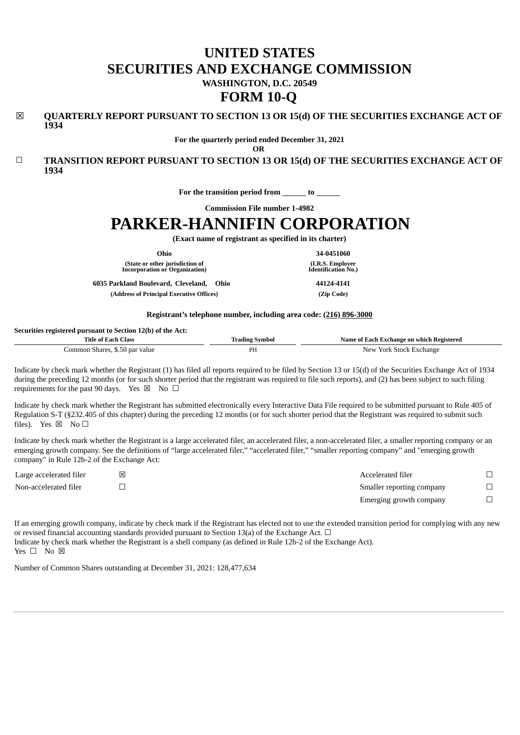# UNITED STATES
# SECURITIES AND EXCHANGE COMMISSION

**WASHINGTON, D.C. 20549**

# FORM 10-Q

☒ **QUARTERLY REPORT PURSUANT TO SECTION 13 OR 15(d) OF THE SECURITIES EXCHANGE ACT OF 1934**

**For the quarterly period ended December 31, 2021**

**OR**

☐ **TRANSITION REPORT PURSUANT TO SECTION 13 OR 15(d) OF THE SECURITIES EXCHANGE ACT OF 1934**

**For the transition period from \_\_\_\_\_\_ to \_\_\_\_\_\_**

**Commission File number 1-4982**

# PARKER-HANNIFIN CORPORATION

**(Exact name of registrant as specified in its charter)**

| | |
|---|---|
| **Ohio** | **34-0451060** |
| **(State or other jurisdiction of Incorporation or Organization)** | **(I.R.S. Employer Identification No.)** |
| **6035 Parkland Boulevard, Cleveland, Ohio** | **44124-4141** |
| **(Address of Principal Executive Offices)** | **(Zip Code)** |

**Registrant's telephone number, including area code: (216) 896-3000**

**Securities registered pursuant to Section 12(b) of the Act:**

| Title of Each Class | Trading Symbol | Name of Each Exchange on which Registered |
|---|---|---|
| Common Shares, $.50 par value | PH | New York Stock Exchange |

Indicate by check mark whether the Registrant (1) has filed all reports required to be filed by Section 13 or 15(d) of the Securities Exchange Act of 1934 during the preceding 12 months (or for such shorter period that the registrant was required to file such reports), and (2) has been subject to such filing requirements for the past 90 days. Yes ☒ No ☐

Indicate by check mark whether the Registrant has submitted electronically every Interactive Data File required to be submitted pursuant to Rule 405 of Regulation S-T (§232.405 of this chapter) during the preceding 12 months (or for such shorter period that the Registrant was required to submit such files). Yes ☒ No ☐

Indicate by check mark whether the Registrant is a large accelerated filer, an accelerated filer, a non-accelerated filer, a smaller reporting company or an emerging growth company. See the definitions of "large accelerated filer," "accelerated filer," "smaller reporting company" and "emerging growth company" in Rule 12b-2 of the Exchange Act:

| | | | |
|---|---|---|---|
| Large accelerated filer | ☒ | Accelerated filer | ☐ |
| Non-accelerated filer | ☐ | Smaller reporting company | ☐ |
| | | Emerging growth company | ☐ |

If an emerging growth company, indicate by check mark if the Registrant has elected not to use the extended transition period for complying with any new or revised financial accounting standards provided pursuant to Section 13(a) of the Exchange Act. ☐

Indicate by check mark whether the Registrant is a shell company (as defined in Rule 12b-2 of the Exchange Act).
Yes ☐ No ☒

Number of Common Shares outstanding at December 31, 2021: 128,477,634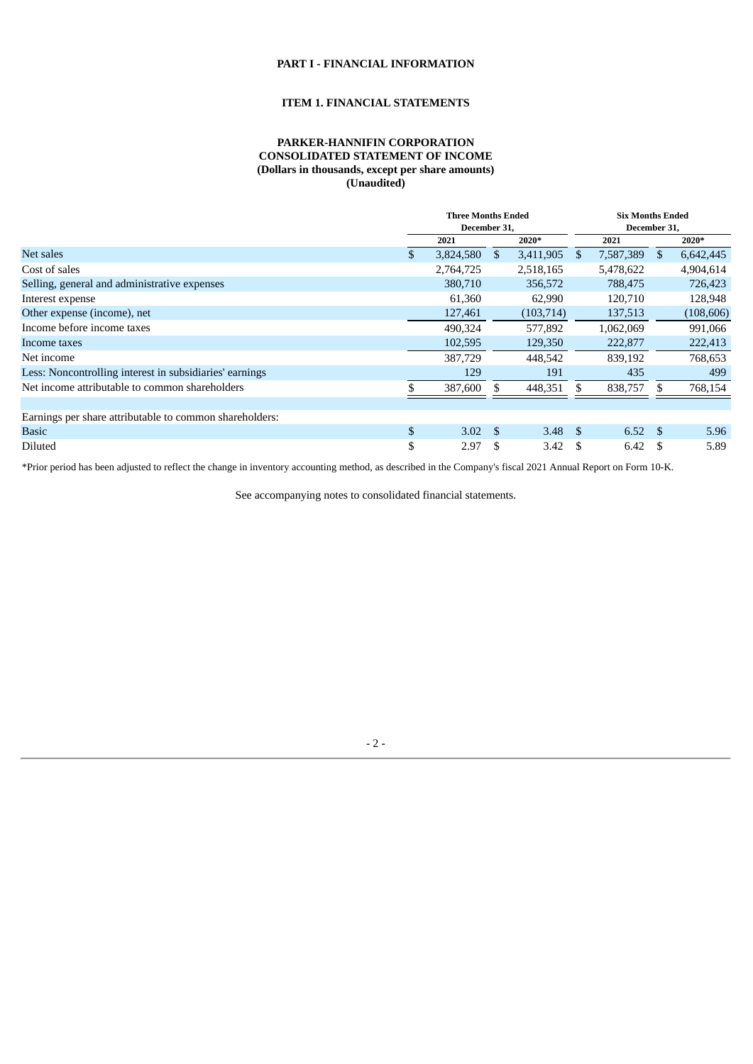**PART I - FINANCIAL INFORMATION**

**ITEM 1. FINANCIAL STATEMENTS**

**PARKER-HANNIFIN CORPORATION**
**CONSOLIDATED STATEMENT OF INCOME**
**(Dollars in thousands, except per share amounts)**
**(Unaudited)**

| | Three Months Ended December 31, | | Six Months Ended December 31, | |
|---|---|---|---|---|
| | 2021 | 2020* | 2021 | 2020* |
| Net sales | $ 3,824,580 | $ 3,411,905 | $ 7,587,389 | $ 6,642,445 |
| Cost of sales | 2,764,725 | 2,518,165 | 5,478,622 | 4,904,614 |
| Selling, general and administrative expenses | 380,710 | 356,572 | 788,475 | 726,423 |
| Interest expense | 61,360 | 62,990 | 120,710 | 128,948 |
| Other expense (income), net | 127,461 | (103,714) | 137,513 | (108,606) |
| Income before income taxes | 490,324 | 577,892 | 1,062,069 | 991,066 |
| Income taxes | 102,595 | 129,350 | 222,877 | 222,413 |
| Net income | 387,729 | 448,542 | 839,192 | 768,653 |
| Less: Noncontrolling interest in subsidiaries' earnings | 129 | 191 | 435 | 499 |
| Net income attributable to common shareholders | $ 387,600 | $ 448,351 | $ 838,757 | $ 768,154 |
| | | | | |
| Earnings per share attributable to common shareholders: | | | | |
| Basic | $ 3.02 | $ 3.48 | $ 6.52 | $ 5.96 |
| Diluted | $ 2.97 | $ 3.42 | $ 6.42 | $ 5.89 |

*Prior period has been adjusted to reflect the change in inventory accounting method, as described in the Company's fiscal 2021 Annual Report on Form 10-K.

See accompanying notes to consolidated financial statements.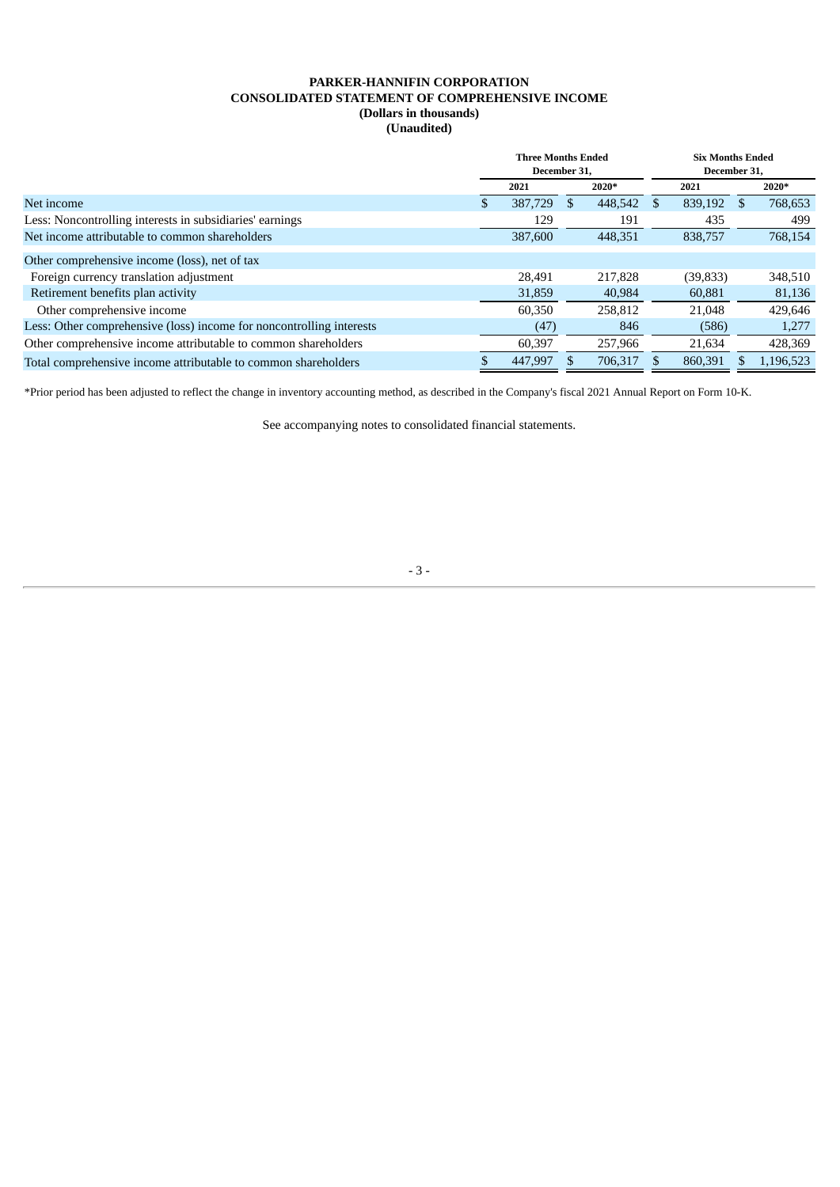**PARKER-HANNIFIN CORPORATION**
**CONSOLIDATED STATEMENT OF COMPREHENSIVE INCOME**
**(Dollars in thousands)**
**(Unaudited)**

| | Three Months Ended December 31, | | Six Months Ended December 31, | |
|---|---|---|---|---|
| | 2021 | 2020* | 2021 | 2020* |
| Net income | $ 387,729 | $ 448,542 | $ 839,192 | $ 768,653 |
| Less: Noncontrolling interests in subsidiaries' earnings | 129 | 191 | 435 | 499 |
| Net income attributable to common shareholders | 387,600 | 448,351 | 838,757 | 768,154 |
| Other comprehensive income (loss), net of tax | | | | |
| Foreign currency translation adjustment | 28,491 | 217,828 | (39,833) | 348,510 |
| Retirement benefits plan activity | 31,859 | 40,984 | 60,881 | 81,136 |
| Other comprehensive income | 60,350 | 258,812 | 21,048 | 429,646 |
| Less: Other comprehensive (loss) income for noncontrolling interests | (47) | 846 | (586) | 1,277 |
| Other comprehensive income attributable to common shareholders | 60,397 | 257,966 | 21,634 | 428,369 |
| Total comprehensive income attributable to common shareholders | $ 447,997 | $ 706,317 | $ 860,391 | $ 1,196,523 |

*Prior period has been adjusted to reflect the change in inventory accounting method, as described in the Company's fiscal 2021 Annual Report on Form 10-K.

See accompanying notes to consolidated financial statements.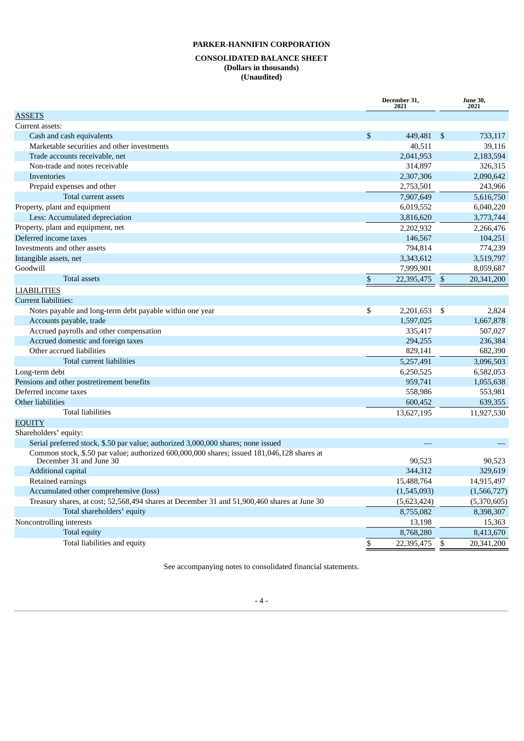# PARKER-HANNIFIN CORPORATION

## CONSOLIDATED BALANCE SHEET

**(Dollars in thousands)**

**(Unaudited)**

| | December 31, 2021 | June 30, 2021 |
|---|---|---|
| ASSETS | | |
| Current assets: | | |
| Cash and cash equivalents | $ 449,481 | $ 733,117 |
| Marketable securities and other investments | 40,511 | 39,116 |
| Trade accounts receivable, net | 2,041,953 | 2,183,594 |
| Non-trade and notes receivable | 314,897 | 326,315 |
| Inventories | 2,307,306 | 2,090,642 |
| Prepaid expenses and other | 2,753,501 | 243,966 |
| Total current assets | 7,907,649 | 5,616,750 |
| Property, plant and equipment | 6,019,552 | 6,040,220 |
| Less: Accumulated depreciation | 3,816,620 | 3,773,744 |
| Property, plant and equipment, net | 2,202,932 | 2,266,476 |
| Deferred income taxes | 146,567 | 104,251 |
| Investments and other assets | 794,814 | 774,239 |
| Intangible assets, net | 3,343,612 | 3,519,797 |
| Goodwill | 7,999,901 | 8,059,687 |
| Total assets | $ 22,395,475 | $ 20,341,200 |
| LIABILITIES | | |
| Current liabilities: | | |
| Notes payable and long-term debt payable within one year | $ 2,201,653 | $ 2,824 |
| Accounts payable, trade | 1,597,025 | 1,667,878 |
| Accrued payrolls and other compensation | 335,417 | 507,027 |
| Accrued domestic and foreign taxes | 294,255 | 236,384 |
| Other accrued liabilities | 829,141 | 682,390 |
| Total current liabilities | 5,257,491 | 3,096,503 |
| Long-term debt | 6,250,525 | 6,582,053 |
| Pensions and other postretirement benefits | 959,741 | 1,055,638 |
| Deferred income taxes | 558,986 | 553,981 |
| Other liabilities | 600,452 | 639,355 |
| Total liabilities | 13,627,195 | 11,927,530 |
| EQUITY | | |
| Shareholders' equity: | | |
| Serial preferred stock, $.50 par value; authorized 3,000,000 shares; none issued | — | — |
| Common stock, $.50 par value; authorized 600,000,000 shares; issued 181,046,128 shares at December 31 and June 30 | 90,523 | 90,523 |
| Additional capital | 344,312 | 329,619 |
| Retained earnings | 15,488,764 | 14,915,497 |
| Accumulated other comprehensive (loss) | (1,545,093) | (1,566,727) |
| Treasury shares, at cost; 52,568,494 shares at December 31 and 51,900,460 shares at June 30 | (5,623,424) | (5,370,605) |
| Total shareholders' equity | 8,755,082 | 8,398,307 |
| Noncontrolling interests | 13,198 | 15,363 |
| Total equity | 8,768,280 | 8,413,670 |
| Total liabilities and equity | $ 22,395,475 | $ 20,341,200 |

See accompanying notes to consolidated financial statements.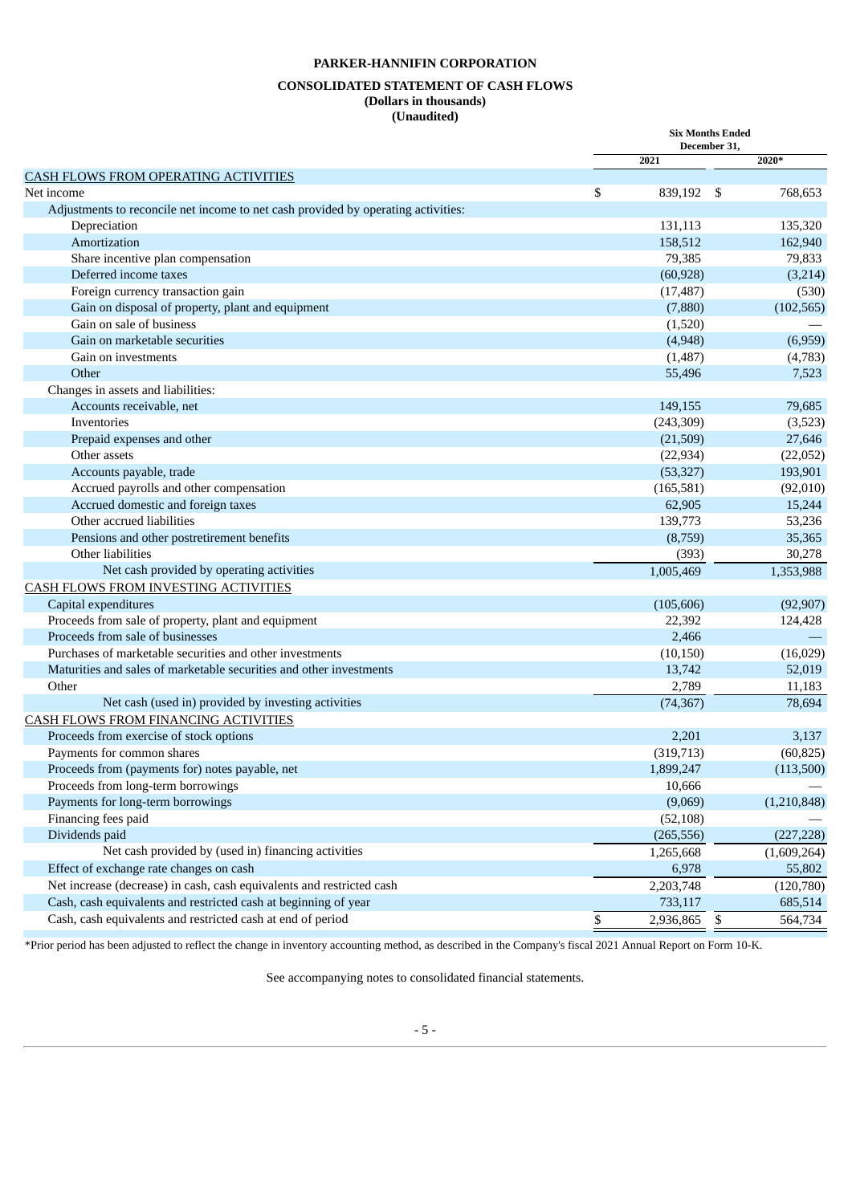**PARKER-HANNIFIN CORPORATION**

**CONSOLIDATED STATEMENT OF CASH FLOWS**
**(Dollars in thousands)**
**(Unaudited)**

| | Six Months Ended December 31, | |
|---|---|---|
| | 2021 | 2020* |
| CASH FLOWS FROM OPERATING ACTIVITIES | | |
| Net income | $ 839,192 | $ 768,653 |
| Adjustments to reconcile net income to net cash provided by operating activities: | | |
| Depreciation | 131,113 | 135,320 |
| Amortization | 158,512 | 162,940 |
| Share incentive plan compensation | 79,385 | 79,833 |
| Deferred income taxes | (60,928) | (3,214) |
| Foreign currency transaction gain | (17,487) | (530) |
| Gain on disposal of property, plant and equipment | (7,880) | (102,565) |
| Gain on sale of business | (1,520) | — |
| Gain on marketable securities | (4,948) | (6,959) |
| Gain on investments | (1,487) | (4,783) |
| Other | 55,496 | 7,523 |
| Changes in assets and liabilities: | | |
| Accounts receivable, net | 149,155 | 79,685 |
| Inventories | (243,309) | (3,523) |
| Prepaid expenses and other | (21,509) | 27,646 |
| Other assets | (22,934) | (22,052) |
| Accounts payable, trade | (53,327) | 193,901 |
| Accrued payrolls and other compensation | (165,581) | (92,010) |
| Accrued domestic and foreign taxes | 62,905 | 15,244 |
| Other accrued liabilities | 139,773 | 53,236 |
| Pensions and other postretirement benefits | (8,759) | 35,365 |
| Other liabilities | (393) | 30,278 |
| Net cash provided by operating activities | 1,005,469 | 1,353,988 |
| CASH FLOWS FROM INVESTING ACTIVITIES | | |
| Capital expenditures | (105,606) | (92,907) |
| Proceeds from sale of property, plant and equipment | 22,392 | 124,428 |
| Proceeds from sale of businesses | 2,466 | — |
| Purchases of marketable securities and other investments | (10,150) | (16,029) |
| Maturities and sales of marketable securities and other investments | 13,742 | 52,019 |
| Other | 2,789 | 11,183 |
| Net cash (used in) provided by investing activities | (74,367) | 78,694 |
| CASH FLOWS FROM FINANCING ACTIVITIES | | |
| Proceeds from exercise of stock options | 2,201 | 3,137 |
| Payments for common shares | (319,713) | (60,825) |
| Proceeds from (payments for) notes payable, net | 1,899,247 | (113,500) |
| Proceeds from long-term borrowings | 10,666 | — |
| Payments for long-term borrowings | (9,069) | (1,210,848) |
| Financing fees paid | (52,108) | — |
| Dividends paid | (265,556) | (227,228) |
| Net cash provided by (used in) financing activities | 1,265,668 | (1,609,264) |
| Effect of exchange rate changes on cash | 6,978 | 55,802 |
| Net increase (decrease) in cash, cash equivalents and restricted cash | 2,203,748 | (120,780) |
| Cash, cash equivalents and restricted cash at beginning of year | 733,117 | 685,514 |
| Cash, cash equivalents and restricted cash at end of period | $ 2,936,865 | $ 564,734 |

*Prior period has been adjusted to reflect the change in inventory accounting method, as described in the Company's fiscal 2021 Annual Report on Form 10-K.

See accompanying notes to consolidated financial statements.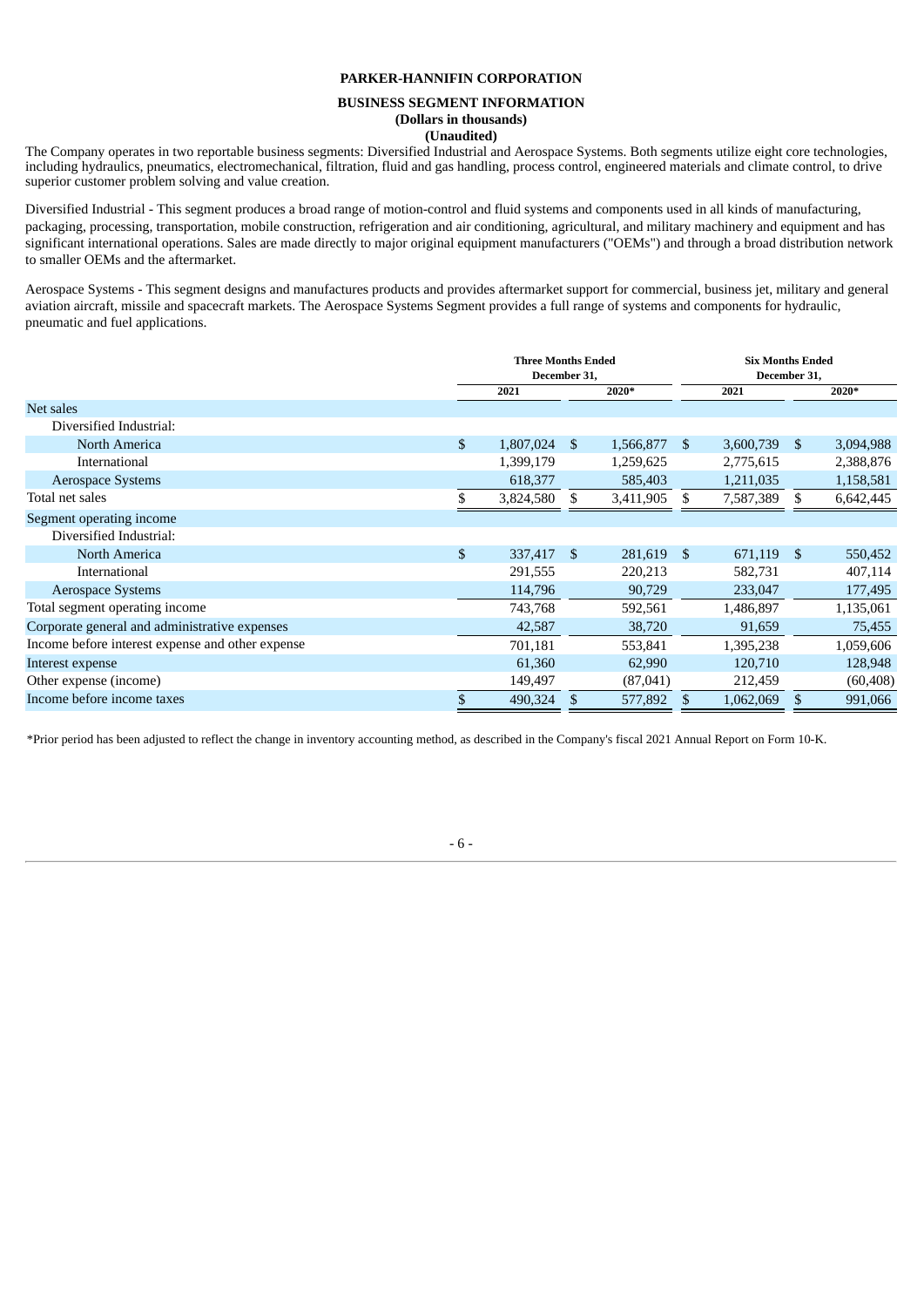# PARKER-HANNIFIN CORPORATION

## BUSINESS SEGMENT INFORMATION

**(Dollars in thousands)**

**(Unaudited)**

The Company operates in two reportable business segments: Diversified Industrial and Aerospace Systems. Both segments utilize eight core technologies, including hydraulics, pneumatics, electromechanical, filtration, fluid and gas handling, process control, engineered materials and climate control, to drive superior customer problem solving and value creation.

Diversified Industrial - This segment produces a broad range of motion-control and fluid systems and components used in all kinds of manufacturing, packaging, processing, transportation, mobile construction, refrigeration and air conditioning, agricultural, and military machinery and equipment and has significant international operations. Sales are made directly to major original equipment manufacturers ("OEMs") and through a broad distribution network to smaller OEMs and the aftermarket.

Aerospace Systems - This segment designs and manufactures products and provides aftermarket support for commercial, business jet, military and general aviation aircraft, missile and spacecraft markets. The Aerospace Systems Segment provides a full range of systems and components for hydraulic, pneumatic and fuel applications.

| | Three Months Ended December 31, | | Six Months Ended December 31, | |
|---|---|---|---|---|
| | 2021 | 2020* | 2021 | 2020* |
| Net sales | | | | |
| Diversified Industrial: | | | | |
| North America | $ 1,807,024 | $ 1,566,877 | $ 3,600,739 | $ 3,094,988 |
| International | 1,399,179 | 1,259,625 | 2,775,615 | 2,388,876 |
| Aerospace Systems | 618,377 | 585,403 | 1,211,035 | 1,158,581 |
| Total net sales | $ 3,824,580 | $ 3,411,905 | $ 7,587,389 | $ 6,642,445 |
| Segment operating income | | | | |
| Diversified Industrial: | | | | |
| North America | $ 337,417 | $ 281,619 | $ 671,119 | $ 550,452 |
| International | 291,555 | 220,213 | 582,731 | 407,114 |
| Aerospace Systems | 114,796 | 90,729 | 233,047 | 177,495 |
| Total segment operating income | 743,768 | 592,561 | 1,486,897 | 1,135,061 |
| Corporate general and administrative expenses | 42,587 | 38,720 | 91,659 | 75,455 |
| Income before interest expense and other expense | 701,181 | 553,841 | 1,395,238 | 1,059,606 |
| Interest expense | 61,360 | 62,990 | 120,710 | 128,948 |
| Other expense (income) | 149,497 | (87,041) | 212,459 | (60,408) |
| Income before income taxes | $ 490,324 | $ 577,892 | $ 1,062,069 | $ 991,066 |

*Prior period has been adjusted to reflect the change in inventory accounting method, as described in the Company's fiscal 2021 Annual Report on Form 10-K.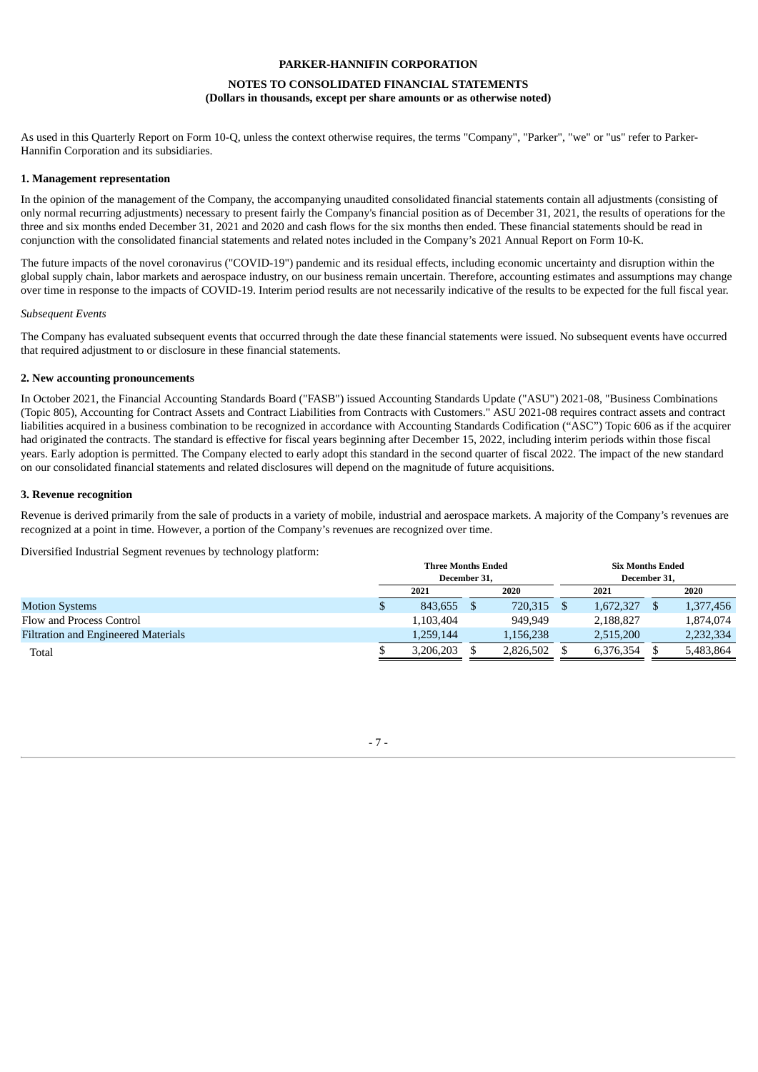**PARKER-HANNIFIN CORPORATION**

**NOTES TO CONSOLIDATED FINANCIAL STATEMENTS**
**(Dollars in thousands, except per share amounts or as otherwise noted)**

As used in this Quarterly Report on Form 10-Q, unless the context otherwise requires, the terms "Company", "Parker", "we" or "us" refer to Parker-Hannifin Corporation and its subsidiaries.

**1. Management representation**

In the opinion of the management of the Company, the accompanying unaudited consolidated financial statements contain all adjustments (consisting of only normal recurring adjustments) necessary to present fairly the Company's financial position as of December 31, 2021, the results of operations for the three and six months ended December 31, 2021 and 2020 and cash flows for the six months then ended. These financial statements should be read in conjunction with the consolidated financial statements and related notes included in the Company's 2021 Annual Report on Form 10-K.

The future impacts of the novel coronavirus ("COVID-19") pandemic and its residual effects, including economic uncertainty and disruption within the global supply chain, labor markets and aerospace industry, on our business remain uncertain. Therefore, accounting estimates and assumptions may change over time in response to the impacts of COVID-19. Interim period results are not necessarily indicative of the results to be expected for the full fiscal year.

*Subsequent Events*

The Company has evaluated subsequent events that occurred through the date these financial statements were issued. No subsequent events have occurred that required adjustment to or disclosure in these financial statements.

**2. New accounting pronouncements**

In October 2021, the Financial Accounting Standards Board ("FASB") issued Accounting Standards Update ("ASU") 2021-08, "Business Combinations (Topic 805), Accounting for Contract Assets and Contract Liabilities from Contracts with Customers." ASU 2021-08 requires contract assets and contract liabilities acquired in a business combination to be recognized in accordance with Accounting Standards Codification ("ASC") Topic 606 as if the acquirer had originated the contracts. The standard is effective for fiscal years beginning after December 15, 2022, including interim periods within those fiscal years. Early adoption is permitted. The Company elected to early adopt this standard in the second quarter of fiscal 2022. The impact of the new standard on our consolidated financial statements and related disclosures will depend on the magnitude of future acquisitions.

**3. Revenue recognition**

Revenue is derived primarily from the sale of products in a variety of mobile, industrial and aerospace markets. A majority of the Company's revenues are recognized at a point in time. However, a portion of the Company's revenues are recognized over time.

Diversified Industrial Segment revenues by technology platform:

| | Three Months Ended December 31, | | Six Months Ended December 31, | |
|---|---|---|---|---|
| | 2021 | 2020 | 2021 | 2020 |
| Motion Systems | $ 843,655 | $ 720,315 | $ 1,672,327 | $ 1,377,456 |
| Flow and Process Control | 1,103,404 | 949,949 | 2,188,827 | 1,874,074 |
| Filtration and Engineered Materials | 1,259,144 | 1,156,238 | 2,515,200 | 2,232,334 |
| Total | $ 3,206,203 | $ 2,826,502 | $ 6,376,354 | $ 5,483,864 |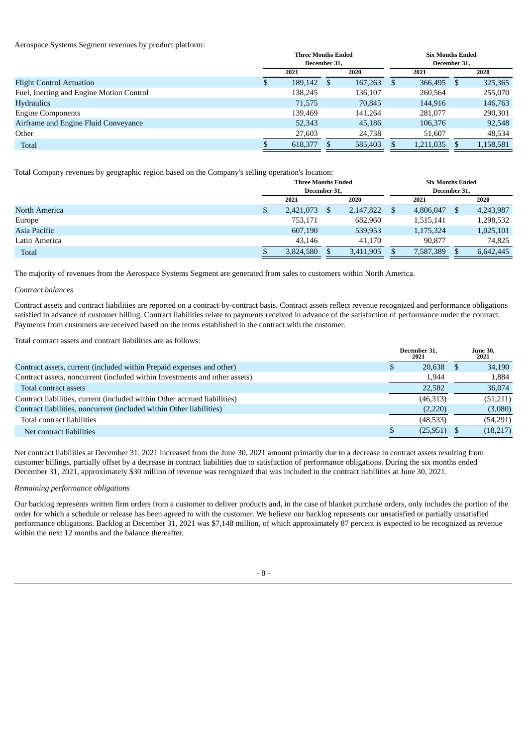Aerospace Systems Segment revenues by product platform:

| | Three Months Ended December 31, | | Six Months Ended December 31, | |
|---|---|---|---|---|
| | 2021 | 2020 | 2021 | 2020 |
| Flight Control Actuation | $ 189,142 | $ 167,263 | $ 366,495 | $ 325,365 |
| Fuel, Inerting and Engine Motion Control | 138,245 | 136,107 | 260,564 | 255,070 |
| Hydraulics | 71,575 | 70,845 | 144,916 | 146,763 |
| Engine Components | 139,469 | 141,264 | 281,077 | 290,301 |
| Airframe and Engine Fluid Conveyance | 52,343 | 45,186 | 106,376 | 92,548 |
| Other | 27,603 | 24,738 | 51,607 | 48,534 |
| Total | $ 618,377 | $ 585,403 | $ 1,211,035 | $ 1,158,581 |

Total Company revenues by geographic region based on the Company's selling operation's location:

| | Three Months Ended December 31, | | Six Months Ended December 31, | |
|---|---|---|---|---|
| | 2021 | 2020 | 2021 | 2020 |
| North America | $ 2,421,073 | $ 2,147,822 | $ 4,806,047 | $ 4,243,987 |
| Europe | 753,171 | 682,960 | 1,515,141 | 1,298,532 |
| Asia Pacific | 607,190 | 539,953 | 1,175,324 | 1,025,101 |
| Latin America | 43,146 | 41,170 | 90,877 | 74,825 |
| Total | $ 3,824,580 | $ 3,411,905 | $ 7,587,389 | $ 6,642,445 |

The majority of revenues from the Aerospace Systems Segment are generated from sales to customers within North America.

*Contract balances*

Contract assets and contract liabilities are reported on a contract-by-contract basis. Contract assets reflect revenue recognized and performance obligations satisfied in advance of customer billing. Contract liabilities relate to payments received in advance of the satisfaction of performance under the contract. Payments from customers are received based on the terms established in the contract with the customer.

Total contract assets and contract liabilities are as follows:

| | December 31, 2021 | June 30, 2021 |
|---|---|---|
| Contract assets, current (included within Prepaid expenses and other) | $ 20,638 | $ 34,190 |
| Contract assets, noncurrent (included within Investments and other assets) | 1,944 | 1,884 |
| Total contract assets | 22,582 | 36,074 |
| Contract liabilities, current (included within Other accrued liabilities) | (46,313) | (51,211) |
| Contract liabilities, noncurrent (included within Other liabilities) | (2,220) | (3,080) |
| Total contract liabilities | (48,533) | (54,291) |
| Net contract liabilities | $ (25,951) | $ (18,217) |

Net contract liabilities at December 31, 2021 increased from the June 30, 2021 amount primarily due to a decrease in contract assets resulting from customer billings, partially offset by a decrease in contract liabilities due to satisfaction of performance obligations. During the six months ended December 31, 2021, approximately $30 million of revenue was recognized that was included in the contract liabilities at June 30, 2021.

*Remaining performance obligations*

Our backlog represents written firm orders from a customer to deliver products and, in the case of blanket purchase orders, only includes the portion of the order for which a schedule or release has been agreed to with the customer. We believe our backlog represents our unsatisfied or partially unsatisfied performance obligations. Backlog at December 31, 2021 was $7,148 million, of which approximately 87 percent is expected to be recognized as revenue within the next 12 months and the balance thereafter.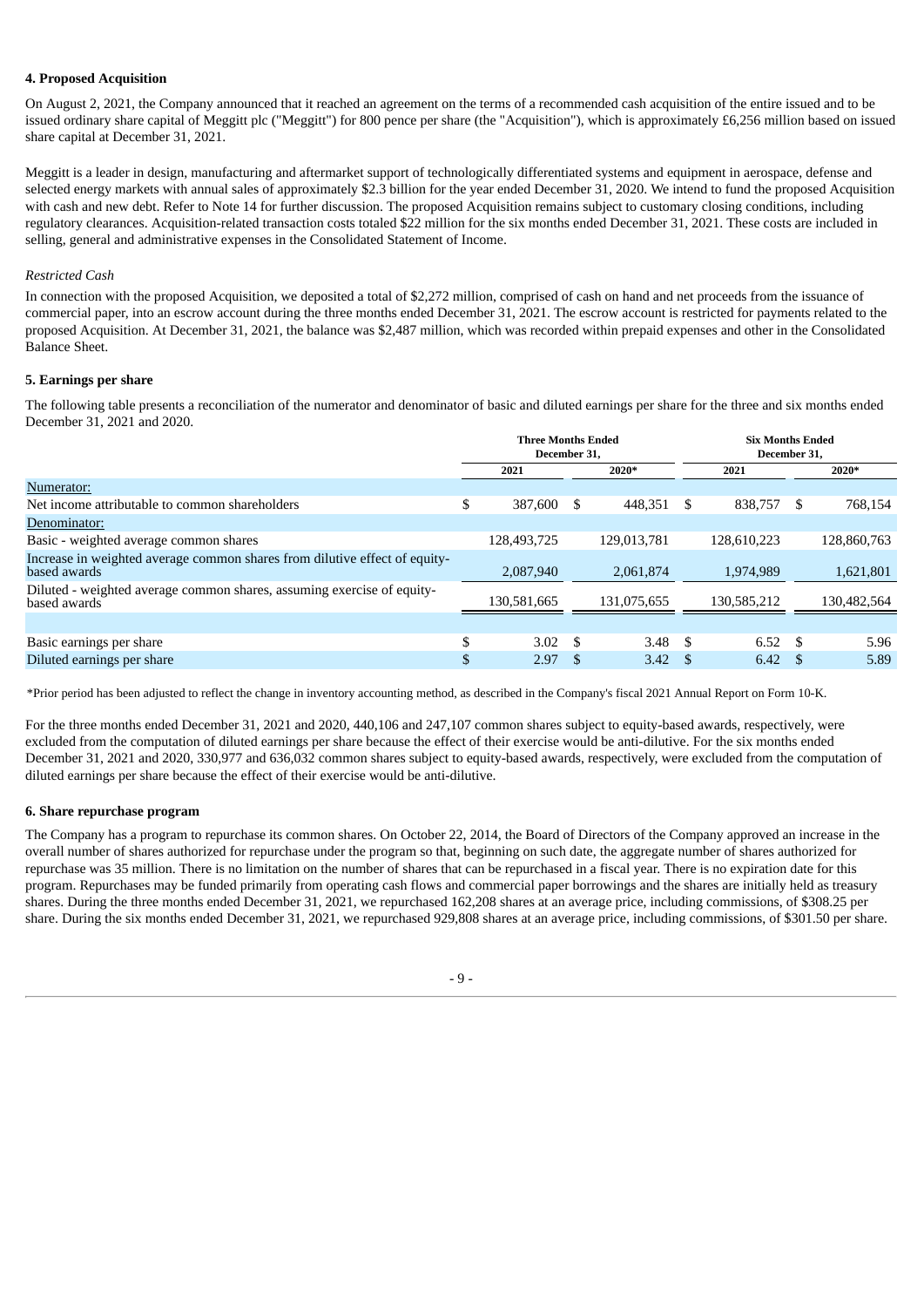### 4. Proposed Acquisition

On August 2, 2021, the Company announced that it reached an agreement on the terms of a recommended cash acquisition of the entire issued and to be issued ordinary share capital of Meggitt plc ("Meggitt") for 800 pence per share (the "Acquisition"), which is approximately £6,256 million based on issued share capital at December 31, 2021.

Meggitt is a leader in design, manufacturing and aftermarket support of technologically differentiated systems and equipment in aerospace, defense and selected energy markets with annual sales of approximately $2.3 billion for the year ended December 31, 2020. We intend to fund the proposed Acquisition with cash and new debt. Refer to Note 14 for further discussion. The proposed Acquisition remains subject to customary closing conditions, including regulatory clearances. Acquisition-related transaction costs totaled $22 million for the six months ended December 31, 2021. These costs are included in selling, general and administrative expenses in the Consolidated Statement of Income.

*Restricted Cash*

In connection with the proposed Acquisition, we deposited a total of $2,272 million, comprised of cash on hand and net proceeds from the issuance of commercial paper, into an escrow account during the three months ended December 31, 2021. The escrow account is restricted for payments related to the proposed Acquisition. At December 31, 2021, the balance was $2,487 million, which was recorded within prepaid expenses and other in the Consolidated Balance Sheet.

### 5. Earnings per share

The following table presents a reconciliation of the numerator and denominator of basic and diluted earnings per share for the three and six months ended December 31, 2021 and 2020.

| | Three Months Ended December 31, | | Six Months Ended December 31, | |
|---|---|---|---|---|
| | 2021 | 2020* | 2021 | 2020* |
| Numerator: | | | | |
| Net income attributable to common shareholders | $ 387,600 | $ 448,351 | $ 838,757 | $ 768,154 |
| Denominator: | | | | |
| Basic - weighted average common shares | 128,493,725 | 129,013,781 | 128,610,223 | 128,860,763 |
| Increase in weighted average common shares from dilutive effect of equity-based awards | 2,087,940 | 2,061,874 | 1,974,989 | 1,621,801 |
| Diluted - weighted average common shares, assuming exercise of equity-based awards | 130,581,665 | 131,075,655 | 130,585,212 | 130,482,564 |
| | | | | |
| Basic earnings per share | $ 3.02 | $ 3.48 | $ 6.52 | $ 5.96 |
| Diluted earnings per share | $ 2.97 | $ 3.42 | $ 6.42 | $ 5.89 |

*Prior period has been adjusted to reflect the change in inventory accounting method, as described in the Company's fiscal 2021 Annual Report on Form 10-K.

For the three months ended December 31, 2021 and 2020, 440,106 and 247,107 common shares subject to equity-based awards, respectively, were excluded from the computation of diluted earnings per share because the effect of their exercise would be anti-dilutive. For the six months ended December 31, 2021 and 2020, 330,977 and 636,032 common shares subject to equity-based awards, respectively, were excluded from the computation of diluted earnings per share because the effect of their exercise would be anti-dilutive.

### 6. Share repurchase program

The Company has a program to repurchase its common shares. On October 22, 2014, the Board of Directors of the Company approved an increase in the overall number of shares authorized for repurchase under the program so that, beginning on such date, the aggregate number of shares authorized for repurchase was 35 million. There is no limitation on the number of shares that can be repurchased in a fiscal year. There is no expiration date for this program. Repurchases may be funded primarily from operating cash flows and commercial paper borrowings and the shares are initially held as treasury shares. During the three months ended December 31, 2021, we repurchased 162,208 shares at an average price, including commissions, of $308.25 per share. During the six months ended December 31, 2021, we repurchased 929,808 shares at an average price, including commissions, of $301.50 per share.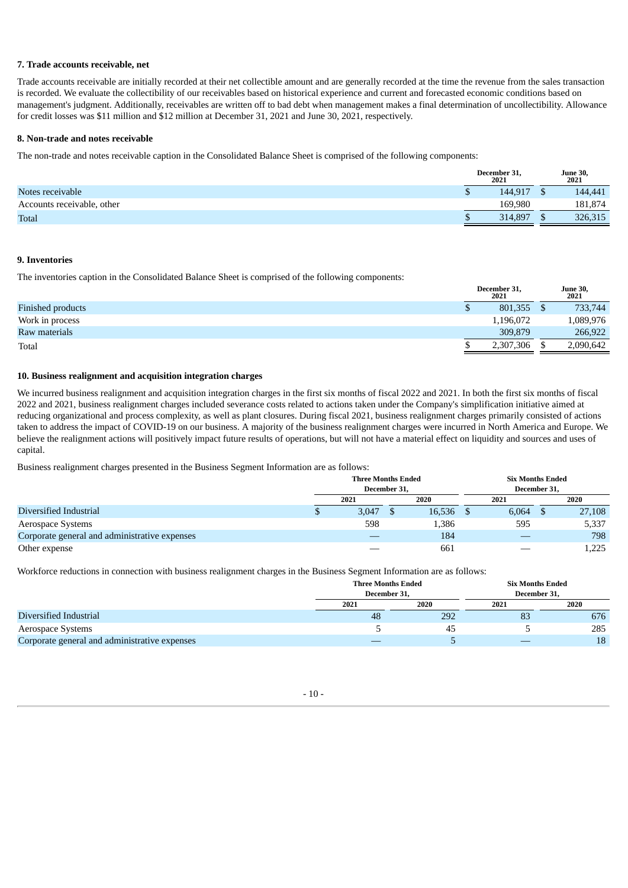### 7. Trade accounts receivable, net

Trade accounts receivable are initially recorded at their net collectible amount and are generally recorded at the time the revenue from the sales transaction is recorded. We evaluate the collectibility of our receivables based on historical experience and current and forecasted economic conditions based on management's judgment. Additionally, receivables are written off to bad debt when management makes a final determination of uncollectibility. Allowance for credit losses was $11 million and $12 million at December 31, 2021 and June 30, 2021, respectively.

### 8. Non-trade and notes receivable

The non-trade and notes receivable caption in the Consolidated Balance Sheet is comprised of the following components:

| | December 31, 2021 | June 30, 2021 |
|---|---|---|
| Notes receivable | $ 144,917 | $ 144,441 |
| Accounts receivable, other | 169,980 | 181,874 |
| Total | $ 314,897 | $ 326,315 |

### 9. Inventories

The inventories caption in the Consolidated Balance Sheet is comprised of the following components:

| | December 31, 2021 | June 30, 2021 |
|---|---|---|
| Finished products | $ 801,355 | $ 733,744 |
| Work in process | 1,196,072 | 1,089,976 |
| Raw materials | 309,879 | 266,922 |
| Total | $ 2,307,306 | $ 2,090,642 |

### 10. Business realignment and acquisition integration charges

We incurred business realignment and acquisition integration charges in the first six months of fiscal 2022 and 2021. In both the first six months of fiscal 2022 and 2021, business realignment charges included severance costs related to actions taken under the Company's simplification initiative aimed at reducing organizational and process complexity, as well as plant closures. During fiscal 2021, business realignment charges primarily consisted of actions taken to address the impact of COVID-19 on our business. A majority of the business realignment charges were incurred in North America and Europe. We believe the realignment actions will positively impact future results of operations, but will not have a material effect on liquidity and sources and uses of capital.

Business realignment charges presented in the Business Segment Information are as follows:

| | Three Months Ended December 31, | | Six Months Ended December 31, | |
|---|---|---|---|---|
| | 2021 | 2020 | 2021 | 2020 |
| Diversified Industrial | $ 3,047 | $ 16,536 | $ 6,064 | $ 27,108 |
| Aerospace Systems | 598 | 1,386 | 595 | 5,337 |
| Corporate general and administrative expenses | — | 184 | — | 798 |
| Other expense | — | 661 | — | 1,225 |

Workforce reductions in connection with business realignment charges in the Business Segment Information are as follows:

| | Three Months Ended December 31, | | Six Months Ended December 31, | |
|---|---|---|---|---|
| | 2021 | 2020 | 2021 | 2020 |
| Diversified Industrial | 48 | 292 | 83 | 676 |
| Aerospace Systems | 5 | 45 | 5 | 285 |
| Corporate general and administrative expenses | — | 5 | — | 18 |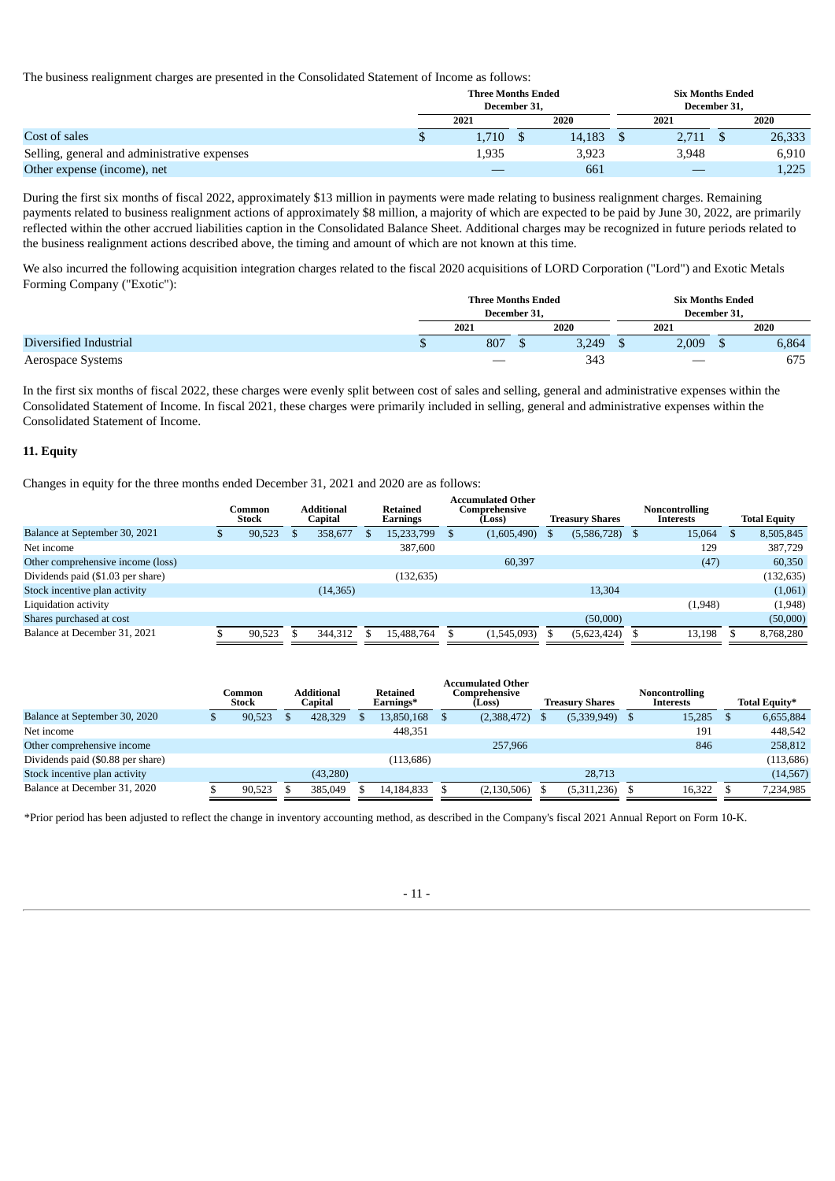The business realignment charges are presented in the Consolidated Statement of Income as follows:

| | Three Months Ended December 31, | | Six Months Ended December 31, | |
|---|---|---|---|---|
| | 2021 | 2020 | 2021 | 2020 |
| Cost of sales | $ 1,710 | $ 14,183 | $ 2,711 | $ 26,333 |
| Selling, general and administrative expenses | 1,935 | 3,923 | 3,948 | 6,910 |
| Other expense (income), net | — | 661 | — | 1,225 |

During the first six months of fiscal 2022, approximately $13 million in payments were made relating to business realignment charges. Remaining payments related to business realignment actions of approximately $8 million, a majority of which are expected to be paid by June 30, 2022, are primarily reflected within the other accrued liabilities caption in the Consolidated Balance Sheet. Additional charges may be recognized in future periods related to the business realignment actions described above, the timing and amount of which are not known at this time.

We also incurred the following acquisition integration charges related to the fiscal 2020 acquisitions of LORD Corporation ("Lord") and Exotic Metals Forming Company ("Exotic"):

| | Three Months Ended December 31, | | Six Months Ended December 31, | |
|---|---|---|---|---|
| | 2021 | 2020 | 2021 | 2020 |
| Diversified Industrial | $ 807 | $ 3,249 | $ 2,009 | $ 6,864 |
| Aerospace Systems | — | 343 | — | 675 |

In the first six months of fiscal 2022, these charges were evenly split between cost of sales and selling, general and administrative expenses within the Consolidated Statement of Income. In fiscal 2021, these charges were primarily included in selling, general and administrative expenses within the Consolidated Statement of Income.

## 11. Equity

Changes in equity for the three months ended December 31, 2021 and 2020 are as follows:

| | Common Stock | Additional Capital | Retained Earnings | Accumulated Other Comprehensive (Loss) | Treasury Shares | Noncontrolling Interests | Total Equity |
|---|---|---|---|---|---|---|---|
| Balance at September 30, 2021 | $ 90,523 | $ 358,677 | $ 15,233,799 | $ (1,605,490) | $ (5,586,728) | $ 15,064 | $ 8,505,845 |
| Net income | | | 387,600 | | | 129 | 387,729 |
| Other comprehensive income (loss) | | | | 60,397 | | (47) | 60,350 |
| Dividends paid ($1.03 per share) | | | (132,635) | | | | (132,635) |
| Stock incentive plan activity | | (14,365) | | | 13,304 | | (1,061) |
| Liquidation activity | | | | | | (1,948) | (1,948) |
| Shares purchased at cost | | | | | (50,000) | | (50,000) |
| Balance at December 31, 2021 | $ 90,523 | $ 344,312 | $ 15,488,764 | $ (1,545,093) | $ (5,623,424) | $ 13,198 | $ 8,768,280 |

| | Common Stock | Additional Capital | Retained Earnings* | Accumulated Other Comprehensive (Loss) | Treasury Shares | Noncontrolling Interests | Total Equity* |
|---|---|---|---|---|---|---|---|
| Balance at September 30, 2020 | $ 90,523 | $ 428,329 | $ 13,850,168 | $ (2,388,472) | $ (5,339,949) | $ 15,285 | $ 6,655,884 |
| Net income | | | 448,351 | | | 191 | 448,542 |
| Other comprehensive income | | | | 257,966 | | 846 | 258,812 |
| Dividends paid ($0.88 per share) | | | (113,686) | | | | (113,686) |
| Stock incentive plan activity | | (43,280) | | | 28,713 | | (14,567) |
| Balance at December 31, 2020 | $ 90,523 | $ 385,049 | $ 14,184,833 | $ (2,130,506) | $ (5,311,236) | $ 16,322 | $ 7,234,985 |

*Prior period has been adjusted to reflect the change in inventory accounting method, as described in the Company's fiscal 2021 Annual Report on Form 10-K.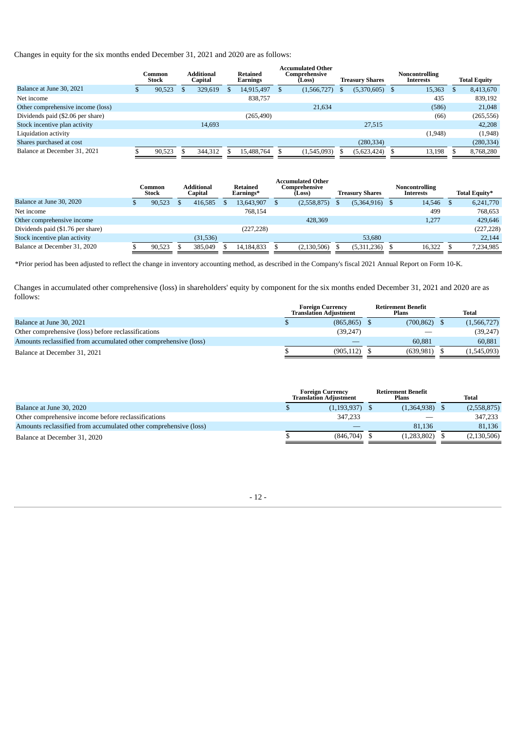Changes in equity for the six months ended December 31, 2021 and 2020 are as follows:

| | Common Stock | Additional Capital | Retained Earnings | Accumulated Other Comprehensive (Loss) | Treasury Shares | Noncontrolling Interests | Total Equity |
|---|---|---|---|---|---|---|---|
| Balance at June 30, 2021 | $ 90,523 | $ 329,619 | $ 14,915,497 | $ (1,566,727) | $ (5,370,605) | $ 15,363 | $ 8,413,670 |
| Net income | | | 838,757 | | | 435 | 839,192 |
| Other comprehensive income (loss) | | | | 21,634 | | (586) | 21,048 |
| Dividends paid ($2.06 per share) | | | (265,490) | | | (66) | (265,556) |
| Stock incentive plan activity | | 14,693 | | | 27,515 | | 42,208 |
| Liquidation activity | | | | | | (1,948) | (1,948) |
| Shares purchased at cost | | | | | (280,334) | | (280,334) |
| Balance at December 31, 2021 | $ 90,523 | $ 344,312 | $ 15,488,764 | $ (1,545,093) | $ (5,623,424) | $ 13,198 | $ 8,768,280 |

| | Common Stock | Additional Capital | Retained Earnings* | Accumulated Other Comprehensive (Loss) | Treasury Shares | Noncontrolling Interests | Total Equity* |
|---|---|---|---|---|---|---|---|
| Balance at June 30, 2020 | $ 90,523 | $ 416,585 | $ 13,643,907 | $ (2,558,875) | $ (5,364,916) | $ 14,546 | $ 6,241,770 |
| Net income | | | 768,154 | | | 499 | 768,653 |
| Other comprehensive income | | | | 428,369 | | 1,277 | 429,646 |
| Dividends paid ($1.76 per share) | | | (227,228) | | | | (227,228) |
| Stock incentive plan activity | | (31,536) | | | 53,680 | | 22,144 |
| Balance at December 31, 2020 | $ 90,523 | $ 385,049 | $ 14,184,833 | $ (2,130,506) | $ (5,311,236) | $ 16,322 | $ 7,234,985 |

*Prior period has been adjusted to reflect the change in inventory accounting method, as described in the Company's fiscal 2021 Annual Report on Form 10-K.

Changes in accumulated other comprehensive (loss) in shareholders' equity by component for the six months ended December 31, 2021 and 2020 are as follows:

| | Foreign Currency Translation Adjustment | Retirement Benefit Plans | Total |
|---|---|---|---|
| Balance at June 30, 2021 | $ (865,865) | $ (700,862) | $ (1,566,727) |
| Other comprehensive income (loss) before reclassifications | (39,247) | — | (39,247) |
| Amounts reclassified from accumulated other comprehensive (loss) | — | 60,881 | 60,881 |
| Balance at December 31, 2021 | $ (905,112) | $ (639,981) | $ (1,545,093) |

| | Foreign Currency Translation Adjustment | Retirement Benefit Plans | Total |
|---|---|---|---|
| Balance at June 30, 2020 | $ (1,193,937) | $ (1,364,938) | $ (2,558,875) |
| Other comprehensive income before reclassifications | 347,233 | — | 347,233 |
| Amounts reclassified from accumulated other comprehensive (loss) | — | 81,136 | 81,136 |
| Balance at December 31, 2020 | $ (846,704) | $ (1,283,802) | $ (2,130,506) |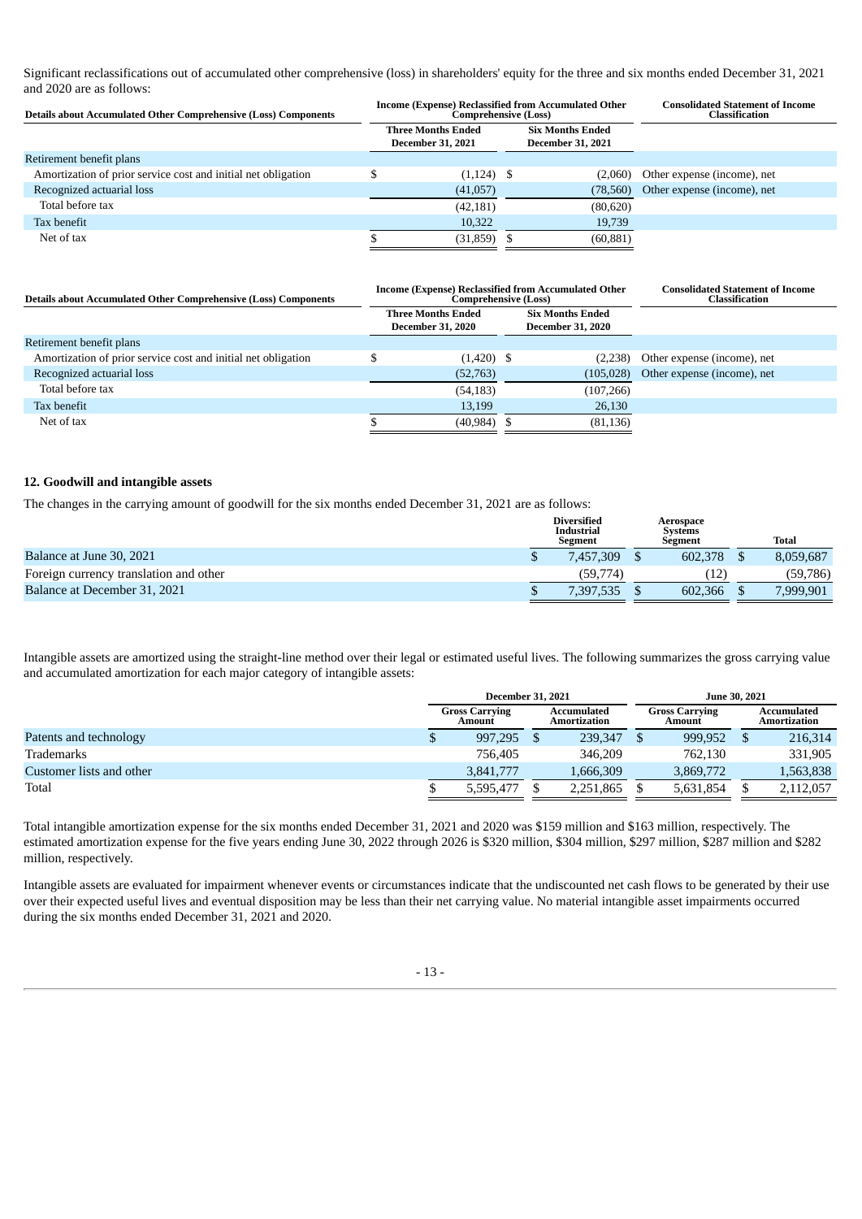Significant reclassifications out of accumulated other comprehensive (loss) in shareholders' equity for the three and six months ended December 31, 2021 and 2020 are as follows:

| Details about Accumulated Other Comprehensive (Loss) Components | Income (Expense) Reclassified from Accumulated Other Comprehensive (Loss) | | Consolidated Statement of Income Classification |
|---|---|---|---|
| | Three Months Ended December 31, 2021 | Six Months Ended December 31, 2021 | |
| Retirement benefit plans | | | |
| Amortization of prior service cost and initial net obligation | $ (1,124) | $ (2,060) | Other expense (income), net |
| Recognized actuarial loss | (41,057) | (78,560) | Other expense (income), net |
| Total before tax | (42,181) | (80,620) | |
| Tax benefit | 10,322 | 19,739 | |
| Net of tax | $ (31,859) | $ (60,881) | |

| Details about Accumulated Other Comprehensive (Loss) Components | Income (Expense) Reclassified from Accumulated Other Comprehensive (Loss) | | Consolidated Statement of Income Classification |
|---|---|---|---|
| | Three Months Ended December 31, 2020 | Six Months Ended December 31, 2020 | |
| Retirement benefit plans | | | |
| Amortization of prior service cost and initial net obligation | $ (1,420) | $ (2,238) | Other expense (income), net |
| Recognized actuarial loss | (52,763) | (105,028) | Other expense (income), net |
| Total before tax | (54,183) | (107,266) | |
| Tax benefit | 13,199 | 26,130 | |
| Net of tax | $ (40,984) | $ (81,136) | |

## 12. Goodwill and intangible assets

The changes in the carrying amount of goodwill for the six months ended December 31, 2021 are as follows:

| | Diversified Industrial Segment | Aerospace Systems Segment | Total |
|---|---|---|---|
| Balance at June 30, 2021 | $ 7,457,309 | $ 602,378 | $ 8,059,687 |
| Foreign currency translation and other | (59,774) | (12) | (59,786) |
| Balance at December 31, 2021 | $ 7,397,535 | $ 602,366 | $ 7,999,901 |

Intangible assets are amortized using the straight-line method over their legal or estimated useful lives. The following summarizes the gross carrying value and accumulated amortization for each major category of intangible assets:

| | December 31, 2021 | | June 30, 2021 | |
|---|---|---|---|---|
| | Gross Carrying Amount | Accumulated Amortization | Gross Carrying Amount | Accumulated Amortization |
| Patents and technology | $ 997,295 | $ 239,347 | $ 999,952 | $ 216,314 |
| Trademarks | 756,405 | 346,209 | 762,130 | 331,905 |
| Customer lists and other | 3,841,777 | 1,666,309 | 3,869,772 | 1,563,838 |
| Total | $ 5,595,477 | $ 2,251,865 | $ 5,631,854 | $ 2,112,057 |

Total intangible amortization expense for the six months ended December 31, 2021 and 2020 was $159 million and $163 million, respectively. The estimated amortization expense for the five years ending June 30, 2022 through 2026 is $320 million, $304 million, $297 million, $287 million and $282 million, respectively.

Intangible assets are evaluated for impairment whenever events or circumstances indicate that the undiscounted net cash flows to be generated by their use over their expected useful lives and eventual disposition may be less than their net carrying value. No material intangible asset impairments occurred during the six months ended December 31, 2021 and 2020.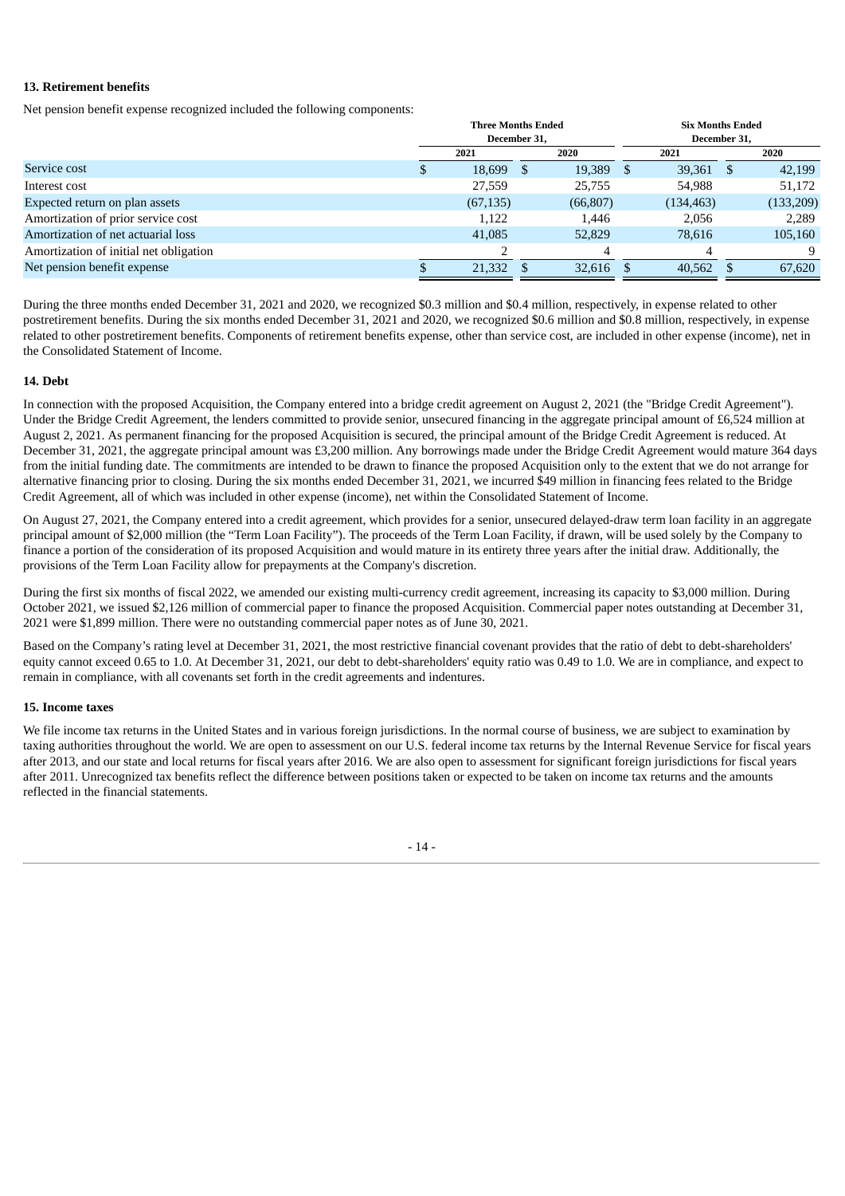### 13. Retirement benefits

Net pension benefit expense recognized included the following components:

| | Three Months Ended December 31, | | Six Months Ended December 31, | |
|---|---|---|---|---|
| | 2021 | 2020 | 2021 | 2020 |
| Service cost | $ 18,699 | $ 19,389 | $ 39,361 | $ 42,199 |
| Interest cost | 27,559 | 25,755 | 54,988 | 51,172 |
| Expected return on plan assets | (67,135) | (66,807) | (134,463) | (133,209) |
| Amortization of prior service cost | 1,122 | 1,446 | 2,056 | 2,289 |
| Amortization of net actuarial loss | 41,085 | 52,829 | 78,616 | 105,160 |
| Amortization of initial net obligation | 2 | 4 | 4 | 9 |
| Net pension benefit expense | $ 21,332 | $ 32,616 | $ 40,562 | $ 67,620 |

During the three months ended December 31, 2021 and 2020, we recognized $0.3 million and $0.4 million, respectively, in expense related to other postretirement benefits. During the six months ended December 31, 2021 and 2020, we recognized $0.6 million and $0.8 million, respectively, in expense related to other postretirement benefits. Components of retirement benefits expense, other than service cost, are included in other expense (income), net in the Consolidated Statement of Income.

### 14. Debt

In connection with the proposed Acquisition, the Company entered into a bridge credit agreement on August 2, 2021 (the "Bridge Credit Agreement"). Under the Bridge Credit Agreement, the lenders committed to provide senior, unsecured financing in the aggregate principal amount of £6,524 million at August 2, 2021. As permanent financing for the proposed Acquisition is secured, the principal amount of the Bridge Credit Agreement is reduced. At December 31, 2021, the aggregate principal amount was £3,200 million. Any borrowings made under the Bridge Credit Agreement would mature 364 days from the initial funding date. The commitments are intended to be drawn to finance the proposed Acquisition only to the extent that we do not arrange for alternative financing prior to closing. During the six months ended December 31, 2021, we incurred $49 million in financing fees related to the Bridge Credit Agreement, all of which was included in other expense (income), net within the Consolidated Statement of Income.

On August 27, 2021, the Company entered into a credit agreement, which provides for a senior, unsecured delayed-draw term loan facility in an aggregate principal amount of $2,000 million (the "Term Loan Facility"). The proceeds of the Term Loan Facility, if drawn, will be used solely by the Company to finance a portion of the consideration of its proposed Acquisition and would mature in its entirety three years after the initial draw. Additionally, the provisions of the Term Loan Facility allow for prepayments at the Company's discretion.

During the first six months of fiscal 2022, we amended our existing multi-currency credit agreement, increasing its capacity to $3,000 million. During October 2021, we issued $2,126 million of commercial paper to finance the proposed Acquisition. Commercial paper notes outstanding at December 31, 2021 were $1,899 million. There were no outstanding commercial paper notes as of June 30, 2021.

Based on the Company's rating level at December 31, 2021, the most restrictive financial covenant provides that the ratio of debt to debt-shareholders' equity cannot exceed 0.65 to 1.0. At December 31, 2021, our debt to debt-shareholders' equity ratio was 0.49 to 1.0. We are in compliance, and expect to remain in compliance, with all covenants set forth in the credit agreements and indentures.

### 15. Income taxes

We file income tax returns in the United States and in various foreign jurisdictions. In the normal course of business, we are subject to examination by taxing authorities throughout the world. We are open to assessment on our U.S. federal income tax returns by the Internal Revenue Service for fiscal years after 2013, and our state and local returns for fiscal years after 2016. We are also open to assessment for significant foreign jurisdictions for fiscal years after 2011. Unrecognized tax benefits reflect the difference between positions taken or expected to be taken on income tax returns and the amounts reflected in the financial statements.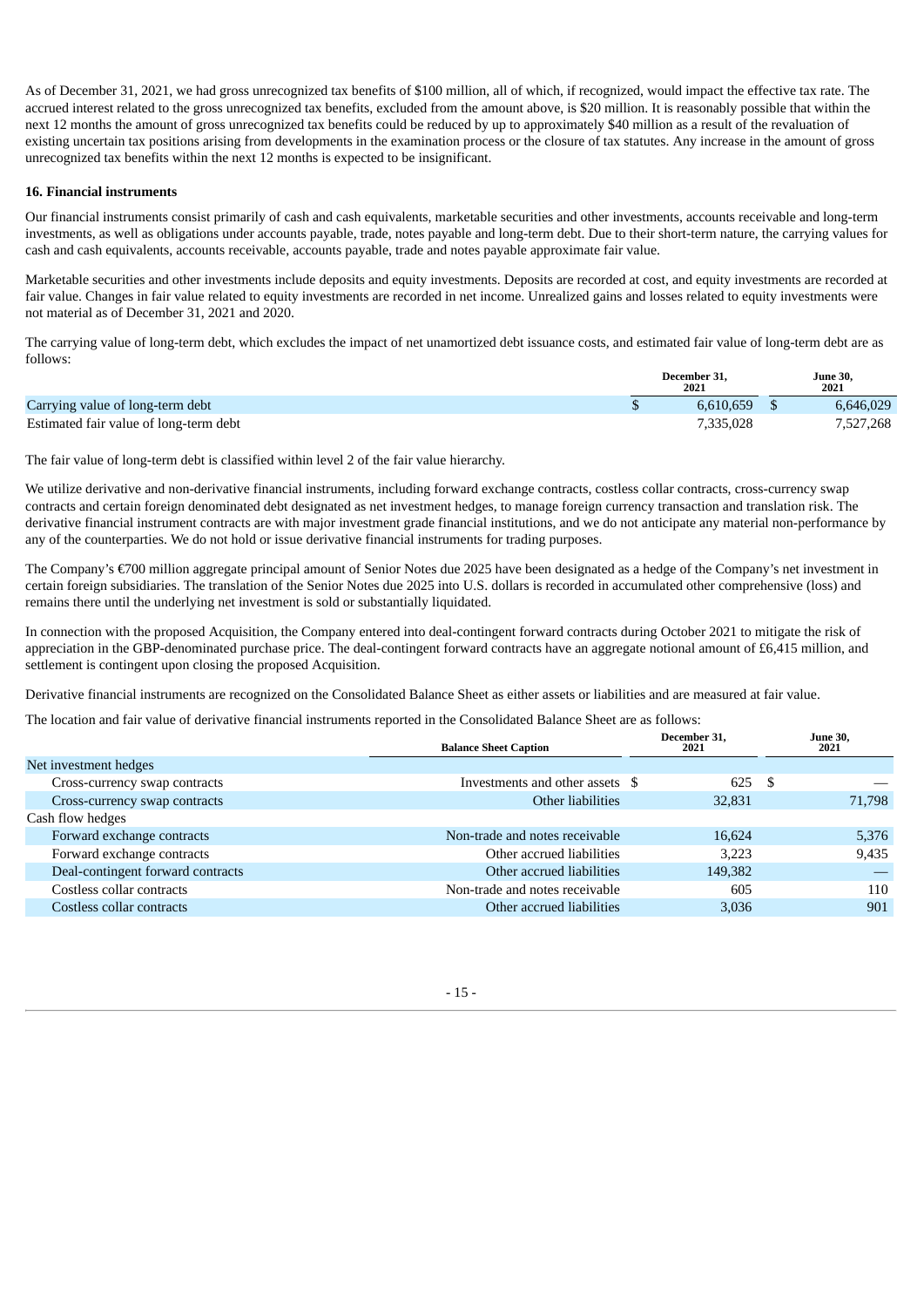As of December 31, 2021, we had gross unrecognized tax benefits of $100 million, all of which, if recognized, would impact the effective tax rate. The accrued interest related to the gross unrecognized tax benefits, excluded from the amount above, is $20 million. It is reasonably possible that within the next 12 months the amount of gross unrecognized tax benefits could be reduced by up to approximately $40 million as a result of the revaluation of existing uncertain tax positions arising from developments in the examination process or the closure of tax statutes. Any increase in the amount of gross unrecognized tax benefits within the next 12 months is expected to be insignificant.

### 16. Financial instruments

Our financial instruments consist primarily of cash and cash equivalents, marketable securities and other investments, accounts receivable and long-term investments, as well as obligations under accounts payable, trade, notes payable and long-term debt. Due to their short-term nature, the carrying values for cash and cash equivalents, accounts receivable, accounts payable, trade and notes payable approximate fair value.

Marketable securities and other investments include deposits and equity investments. Deposits are recorded at cost, and equity investments are recorded at fair value. Changes in fair value related to equity investments are recorded in net income. Unrealized gains and losses related to equity investments were not material as of December 31, 2021 and 2020.

The carrying value of long-term debt, which excludes the impact of net unamortized debt issuance costs, and estimated fair value of long-term debt are as follows:

| | December 31, 2021 | June 30, 2021 |
|---|---|---|
| Carrying value of long-term debt | $ 6,610,659 | $ 6,646,029 |
| Estimated fair value of long-term debt | 7,335,028 | 7,527,268 |

The fair value of long-term debt is classified within level 2 of the fair value hierarchy.

We utilize derivative and non-derivative financial instruments, including forward exchange contracts, costless collar contracts, cross-currency swap contracts and certain foreign denominated debt designated as net investment hedges, to manage foreign currency transaction and translation risk. The derivative financial instrument contracts are with major investment grade financial institutions, and we do not anticipate any material non-performance by any of the counterparties. We do not hold or issue derivative financial instruments for trading purposes.

The Company's €700 million aggregate principal amount of Senior Notes due 2025 have been designated as a hedge of the Company's net investment in certain foreign subsidiaries. The translation of the Senior Notes due 2025 into U.S. dollars is recorded in accumulated other comprehensive (loss) and remains there until the underlying net investment is sold or substantially liquidated.

In connection with the proposed Acquisition, the Company entered into deal-contingent forward contracts during October 2021 to mitigate the risk of appreciation in the GBP-denominated purchase price. The deal-contingent forward contracts have an aggregate notional amount of £6,415 million, and settlement is contingent upon closing the proposed Acquisition.

Derivative financial instruments are recognized on the Consolidated Balance Sheet as either assets or liabilities and are measured at fair value.

The location and fair value of derivative financial instruments reported in the Consolidated Balance Sheet are as follows:

| | Balance Sheet Caption | December 31, 2021 | June 30, 2021 |
|---|---|---|---|
| Net investment hedges | | | |
| Cross-currency swap contracts | Investments and other assets | $ 625 | $ — |
| Cross-currency swap contracts | Other liabilities | 32,831 | 71,798 |
| Cash flow hedges | | | |
| Forward exchange contracts | Non-trade and notes receivable | 16,624 | 5,376 |
| Forward exchange contracts | Other accrued liabilities | 3,223 | 9,435 |
| Deal-contingent forward contracts | Other accrued liabilities | 149,382 | — |
| Costless collar contracts | Non-trade and notes receivable | 605 | 110 |
| Costless collar contracts | Other accrued liabilities | 3,036 | 901 |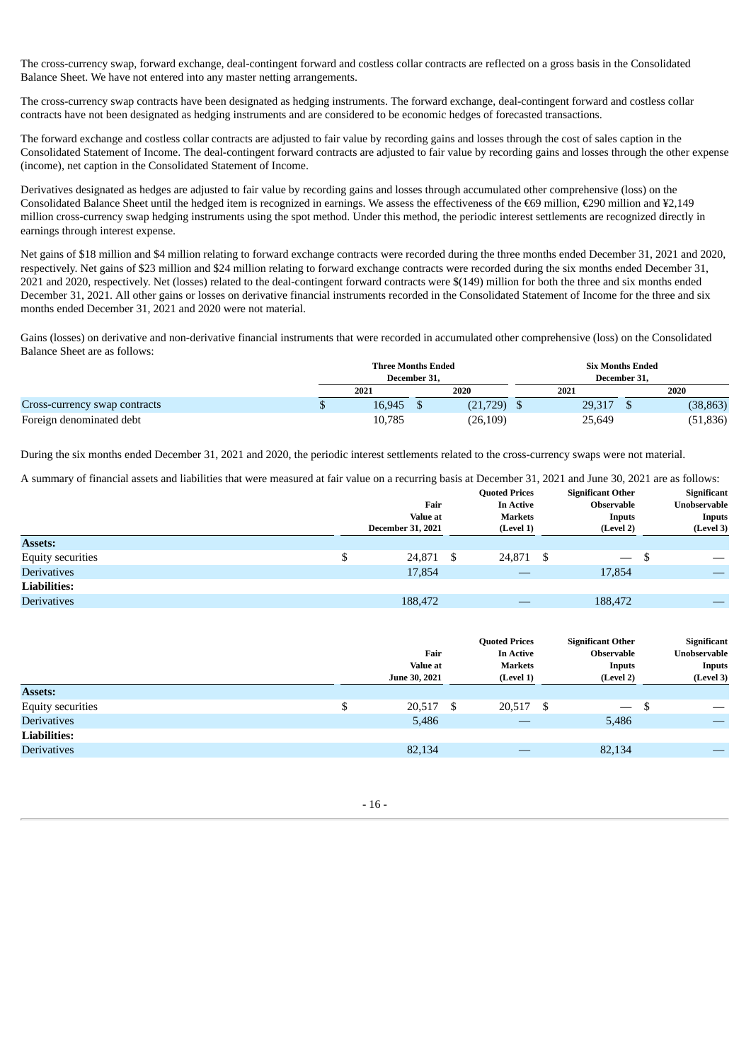The cross-currency swap, forward exchange, deal-contingent forward and costless collar contracts are reflected on a gross basis in the Consolidated Balance Sheet. We have not entered into any master netting arrangements.

The cross-currency swap contracts have been designated as hedging instruments. The forward exchange, deal-contingent forward and costless collar contracts have not been designated as hedging instruments and are considered to be economic hedges of forecasted transactions.

The forward exchange and costless collar contracts are adjusted to fair value by recording gains and losses through the cost of sales caption in the Consolidated Statement of Income. The deal-contingent forward contracts are adjusted to fair value by recording gains and losses through the other expense (income), net caption in the Consolidated Statement of Income.

Derivatives designated as hedges are adjusted to fair value by recording gains and losses through accumulated other comprehensive (loss) on the Consolidated Balance Sheet until the hedged item is recognized in earnings. We assess the effectiveness of the €69 million, €290 million and ¥2,149 million cross-currency swap hedging instruments using the spot method. Under this method, the periodic interest settlements are recognized directly in earnings through interest expense.

Net gains of $18 million and $4 million relating to forward exchange contracts were recorded during the three months ended December 31, 2021 and 2020, respectively. Net gains of $23 million and $24 million relating to forward exchange contracts were recorded during the six months ended December 31, 2021 and 2020, respectively. Net (losses) related to the deal-contingent forward contracts were $(149) million for both the three and six months ended December 31, 2021. All other gains or losses on derivative financial instruments recorded in the Consolidated Statement of Income for the three and six months ended December 31, 2021 and 2020 were not material.

Gains (losses) on derivative and non-derivative financial instruments that were recorded in accumulated other comprehensive (loss) on the Consolidated Balance Sheet are as follows:

| | Three Months Ended December 31, | | Six Months Ended December 31, | |
|---|---|---|---|---|
| | 2021 | 2020 | 2021 | 2020 |
| Cross-currency swap contracts | $ 16,945 | $ (21,729) | $ 29,317 | $ (38,863) |
| Foreign denominated debt | 10,785 | (26,109) | 25,649 | (51,836) |

During the six months ended December 31, 2021 and 2020, the periodic interest settlements related to the cross-currency swaps were not material.

A summary of financial assets and liabilities that were measured at fair value on a recurring basis at December 31, 2021 and June 30, 2021 are as follows:

| | Fair Value at December 31, 2021 | Quoted Prices In Active Markets (Level 1) | Significant Other Observable Inputs (Level 2) | Significant Unobservable Inputs (Level 3) |
|---|---|---|---|---|
| **Assets:** | | | | |
| Equity securities | $ 24,871 | $ 24,871 | $ — | $ — |
| Derivatives | 17,854 | — | 17,854 | — |
| **Liabilities:** | | | | |
| Derivatives | 188,472 | — | 188,472 | — |

| | Fair Value at June 30, 2021 | Quoted Prices In Active Markets (Level 1) | Significant Other Observable Inputs (Level 2) | Significant Unobservable Inputs (Level 3) |
|---|---|---|---|---|
| **Assets:** | | | | |
| Equity securities | $ 20,517 | $ 20,517 | $ — | $ — |
| Derivatives | 5,486 | — | 5,486 | — |
| **Liabilities:** | | | | |
| Derivatives | 82,134 | — | 82,134 | — |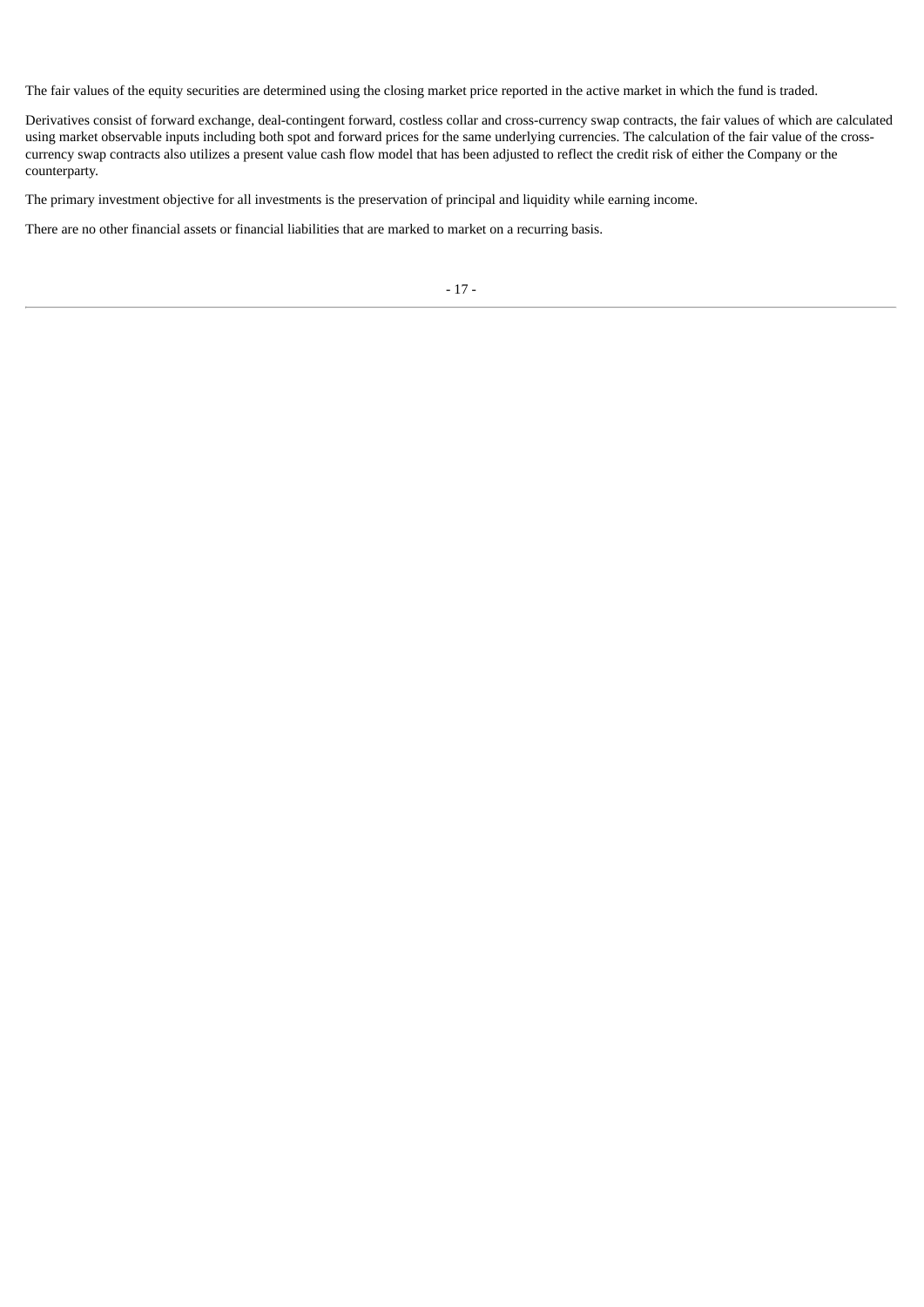The fair values of the equity securities are determined using the closing market price reported in the active market in which the fund is traded.

Derivatives consist of forward exchange, deal-contingent forward, costless collar and cross-currency swap contracts, the fair values of which are calculated using market observable inputs including both spot and forward prices for the same underlying currencies. The calculation of the fair value of the cross-currency swap contracts also utilizes a present value cash flow model that has been adjusted to reflect the credit risk of either the Company or the counterparty.

The primary investment objective for all investments is the preservation of principal and liquidity while earning income.

There are no other financial assets or financial liabilities that are marked to market on a recurring basis.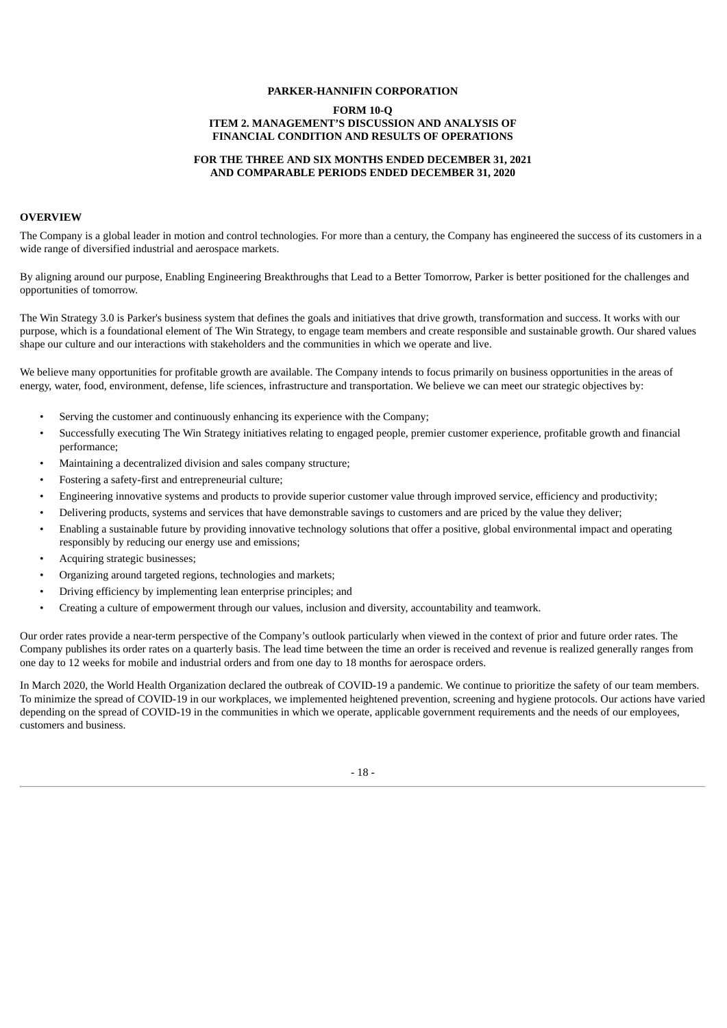**PARKER-HANNIFIN CORPORATION**

**FORM 10-Q**
**ITEM 2. MANAGEMENT'S DISCUSSION AND ANALYSIS OF FINANCIAL CONDITION AND RESULTS OF OPERATIONS**

**FOR THE THREE AND SIX MONTHS ENDED DECEMBER 31, 2021 AND COMPARABLE PERIODS ENDED DECEMBER 31, 2020**

**OVERVIEW**

The Company is a global leader in motion and control technologies. For more than a century, the Company has engineered the success of its customers in a wide range of diversified industrial and aerospace markets.

By aligning around our purpose, Enabling Engineering Breakthroughs that Lead to a Better Tomorrow, Parker is better positioned for the challenges and opportunities of tomorrow.

The Win Strategy 3.0 is Parker's business system that defines the goals and initiatives that drive growth, transformation and success. It works with our purpose, which is a foundational element of The Win Strategy, to engage team members and create responsible and sustainable growth. Our shared values shape our culture and our interactions with stakeholders and the communities in which we operate and live.

We believe many opportunities for profitable growth are available. The Company intends to focus primarily on business opportunities in the areas of energy, water, food, environment, defense, life sciences, infrastructure and transportation. We believe we can meet our strategic objectives by:

- Serving the customer and continuously enhancing its experience with the Company;
- Successfully executing The Win Strategy initiatives relating to engaged people, premier customer experience, profitable growth and financial performance;
- Maintaining a decentralized division and sales company structure;
- Fostering a safety-first and entrepreneurial culture;
- Engineering innovative systems and products to provide superior customer value through improved service, efficiency and productivity;
- Delivering products, systems and services that have demonstrable savings to customers and are priced by the value they deliver;
- Enabling a sustainable future by providing innovative technology solutions that offer a positive, global environmental impact and operating responsibly by reducing our energy use and emissions;
- Acquiring strategic businesses;
- Organizing around targeted regions, technologies and markets;
- Driving efficiency by implementing lean enterprise principles; and
- Creating a culture of empowerment through our values, inclusion and diversity, accountability and teamwork.

Our order rates provide a near-term perspective of the Company's outlook particularly when viewed in the context of prior and future order rates. The Company publishes its order rates on a quarterly basis. The lead time between the time an order is received and revenue is realized generally ranges from one day to 12 weeks for mobile and industrial orders and from one day to 18 months for aerospace orders.

In March 2020, the World Health Organization declared the outbreak of COVID-19 a pandemic. We continue to prioritize the safety of our team members. To minimize the spread of COVID-19 in our workplaces, we implemented heightened prevention, screening and hygiene protocols. Our actions have varied depending on the spread of COVID-19 in the communities in which we operate, applicable government requirements and the needs of our employees, customers and business.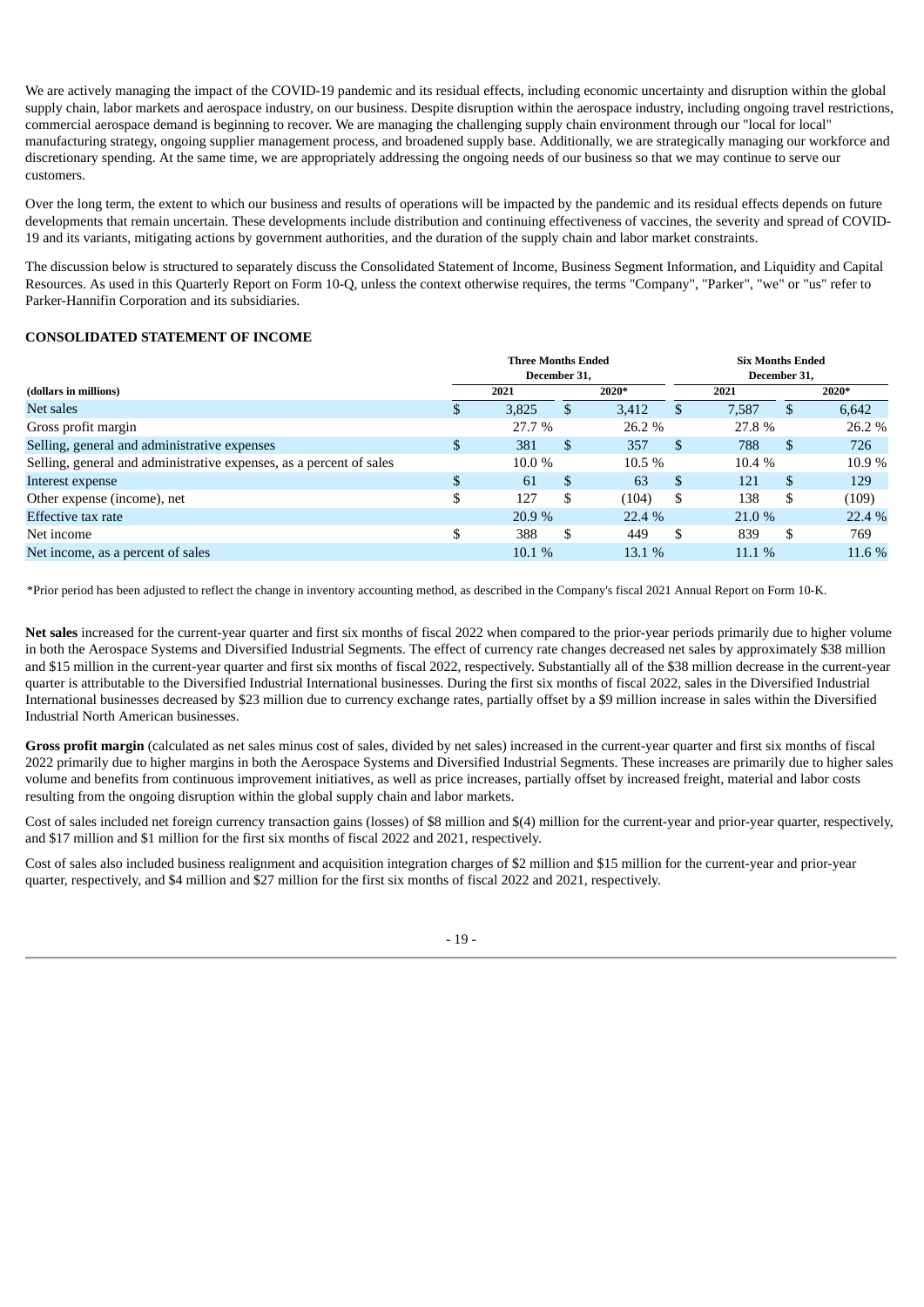We are actively managing the impact of the COVID-19 pandemic and its residual effects, including economic uncertainty and disruption within the global supply chain, labor markets and aerospace industry, on our business. Despite disruption within the aerospace industry, including ongoing travel restrictions, commercial aerospace demand is beginning to recover. We are managing the challenging supply chain environment through our "local for local" manufacturing strategy, ongoing supplier management process, and broadened supply base. Additionally, we are strategically managing our workforce and discretionary spending. At the same time, we are appropriately addressing the ongoing needs of our business so that we may continue to serve our customers.

Over the long term, the extent to which our business and results of operations will be impacted by the pandemic and its residual effects depends on future developments that remain uncertain. These developments include distribution and continuing effectiveness of vaccines, the severity and spread of COVID-19 and its variants, mitigating actions by government authorities, and the duration of the supply chain and labor market constraints.

The discussion below is structured to separately discuss the Consolidated Statement of Income, Business Segment Information, and Liquidity and Capital Resources. As used in this Quarterly Report on Form 10-Q, unless the context otherwise requires, the terms "Company", "Parker", "we" or "us" refer to Parker-Hannifin Corporation and its subsidiaries.

**CONSOLIDATED STATEMENT OF INCOME**

| | Three Months Ended December 31, | | Six Months Ended December 31, | |
|---|---|---|---|---|
| **(dollars in millions)** | **2021** | **2020*** | **2021** | **2020*** |
| Net sales | $ 3,825 | $ 3,412 | $ 7,587 | $ 6,642 |
| Gross profit margin | 27.7 % | 26.2 % | 27.8 % | 26.2 % |
| Selling, general and administrative expenses | $ 381 | $ 357 | $ 788 | $ 726 |
| Selling, general and administrative expenses, as a percent of sales | 10.0 % | 10.5 % | 10.4 % | 10.9 % |
| Interest expense | $ 61 | $ 63 | $ 121 | $ 129 |
| Other expense (income), net | $ 127 | $ (104) | $ 138 | $ (109) |
| Effective tax rate | 20.9 % | 22.4 % | 21.0 % | 22.4 % |
| Net income | $ 388 | $ 449 | $ 839 | $ 769 |
| Net income, as a percent of sales | 10.1 % | 13.1 % | 11.1 % | 11.6 % |

*Prior period has been adjusted to reflect the change in inventory accounting method, as described in the Company's fiscal 2021 Annual Report on Form 10-K.

**Net sales** increased for the current-year quarter and first six months of fiscal 2022 when compared to the prior-year periods primarily due to higher volume in both the Aerospace Systems and Diversified Industrial Segments. The effect of currency rate changes decreased net sales by approximately $38 million and $15 million in the current-year quarter and first six months of fiscal 2022, respectively. Substantially all of the $38 million decrease in the current-year quarter is attributable to the Diversified Industrial International businesses. During the first six months of fiscal 2022, sales in the Diversified Industrial International businesses decreased by $23 million due to currency exchange rates, partially offset by a $9 million increase in sales within the Diversified Industrial North American businesses.

**Gross profit margin** (calculated as net sales minus cost of sales, divided by net sales) increased in the current-year quarter and first six months of fiscal 2022 primarily due to higher margins in both the Aerospace Systems and Diversified Industrial Segments. These increases are primarily due to higher sales volume and benefits from continuous improvement initiatives, as well as price increases, partially offset by increased freight, material and labor costs resulting from the ongoing disruption within the global supply chain and labor markets.

Cost of sales included net foreign currency transaction gains (losses) of $8 million and $(4) million for the current-year and prior-year quarter, respectively, and $17 million and $1 million for the first six months of fiscal 2022 and 2021, respectively.

Cost of sales also included business realignment and acquisition integration charges of $2 million and $15 million for the current-year and prior-year quarter, respectively, and $4 million and $27 million for the first six months of fiscal 2022 and 2021, respectively.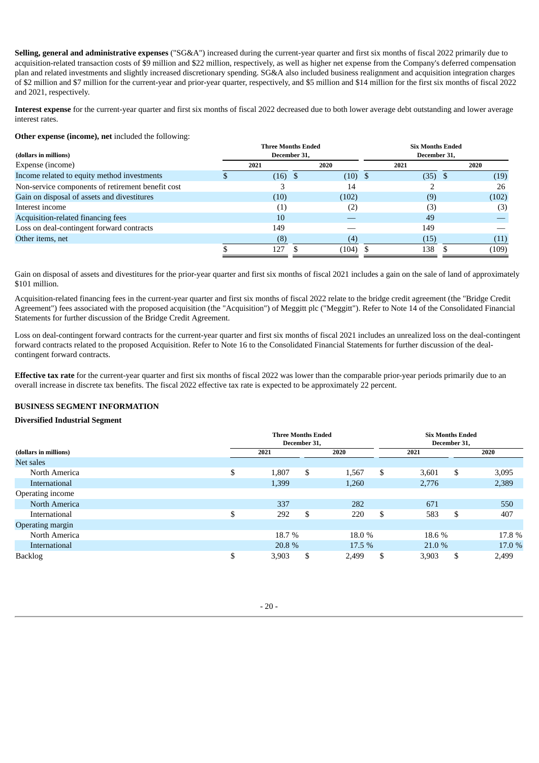**Selling, general and administrative expenses** ("SG&A") increased during the current-year quarter and first six months of fiscal 2022 primarily due to acquisition-related transaction costs of $9 million and $22 million, respectively, as well as higher net expense from the Company's deferred compensation plan and related investments and slightly increased discretionary spending. SG&A also included business realignment and acquisition integration charges of $2 million and $7 million for the current-year and prior-year quarter, respectively, and $5 million and $14 million for the first six months of fiscal 2022 and 2021, respectively.

**Interest expense** for the current-year quarter and first six months of fiscal 2022 decreased due to both lower average debt outstanding and lower average interest rates.

**Other expense (income), net** included the following:

| (dollars in millions) | Three Months Ended December 31, | | Six Months Ended December 31, | |
|---|---|---|---|---|
| Expense (income) | 2021 | 2020 | 2021 | 2020 |
| Income related to equity method investments | $ (16) | $ (10) | $ (35) | $ (19) |
| Non-service components of retirement benefit cost | 3 | 14 | 2 | 26 |
| Gain on disposal of assets and divestitures | (10) | (102) | (9) | (102) |
| Interest income | (1) | (2) | (3) | (3) |
| Acquisition-related financing fees | 10 | — | 49 | — |
| Loss on deal-contingent forward contracts | 149 | — | 149 | — |
| Other items, net | (8) | (4) | (15) | (11) |
| | $ 127 | $ (104) | $ 138 | $ (109) |

Gain on disposal of assets and divestitures for the prior-year quarter and first six months of fiscal 2021 includes a gain on the sale of land of approximately $101 million.

Acquisition-related financing fees in the current-year quarter and first six months of fiscal 2022 relate to the bridge credit agreement (the "Bridge Credit Agreement") fees associated with the proposed acquisition (the "Acquisition") of Meggitt plc ("Meggitt"). Refer to Note 14 of the Consolidated Financial Statements for further discussion of the Bridge Credit Agreement.

Loss on deal-contingent forward contracts for the current-year quarter and first six months of fiscal 2021 includes an unrealized loss on the deal-contingent forward contracts related to the proposed Acquisition. Refer to Note 16 to the Consolidated Financial Statements for further discussion of the deal-contingent forward contracts.

**Effective tax rate** for the current-year quarter and first six months of fiscal 2022 was lower than the comparable prior-year periods primarily due to an overall increase in discrete tax benefits. The fiscal 2022 effective tax rate is expected to be approximately 22 percent.

## BUSINESS SEGMENT INFORMATION

### Diversified Industrial Segment

| (dollars in millions) | Three Months Ended December 31, | | Six Months Ended December 31, | |
|---|---|---|---|---|
| | 2021 | 2020 | 2021 | 2020 |
| Net sales | | | | |
| North America | $ 1,807 | $ 1,567 | $ 3,601 | $ 3,095 |
| International | 1,399 | 1,260 | 2,776 | 2,389 |
| Operating income | | | | |
| North America | 337 | 282 | 671 | 550 |
| International | $ 292 | $ 220 | $ 583 | $ 407 |
| Operating margin | | | | |
| North America | 18.7 % | 18.0 % | 18.6 % | 17.8 % |
| International | 20.8 % | 17.5 % | 21.0 % | 17.0 % |
| Backlog | $ 3,903 | $ 2,499 | $ 3,903 | $ 2,499 |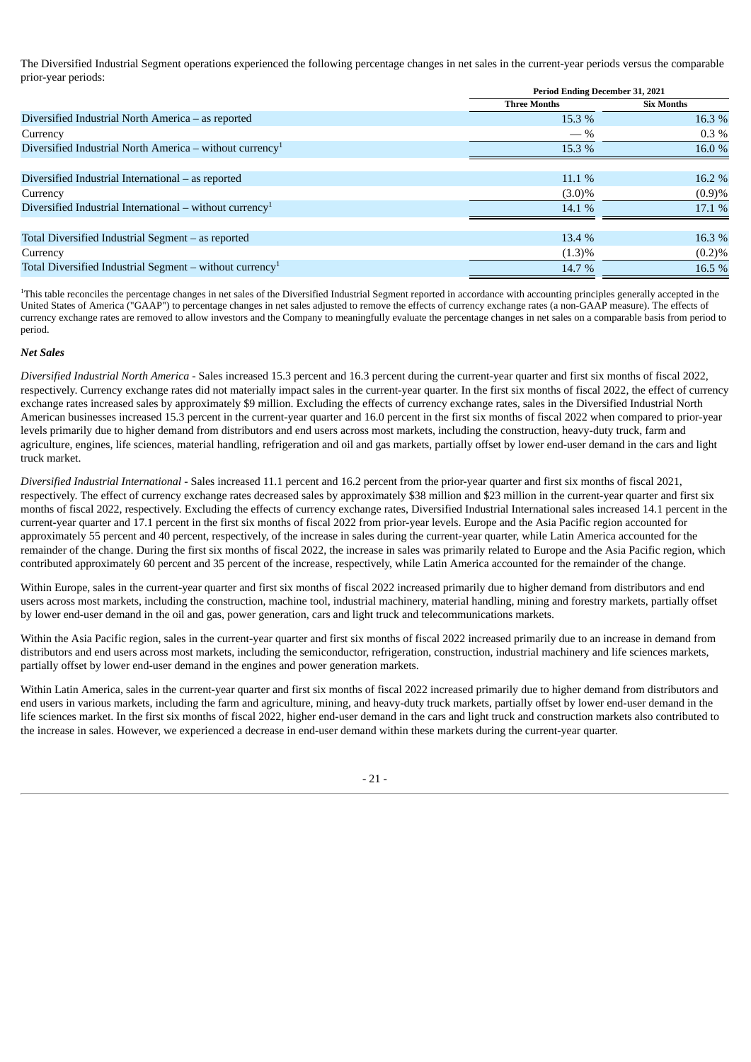The Diversified Industrial Segment operations experienced the following percentage changes in net sales in the current-year periods versus the comparable prior-year periods:

| | Period Ending December 31, 2021 | |
|---|---|---|
| | **Three Months** | **Six Months** |
| Diversified Industrial North America – as reported | 15.3 % | 16.3 % |
| Currency | — % | 0.3 % |
| Diversified Industrial North America – without currency[1] | 15.3 % | 16.0 % |
| | | |
| Diversified Industrial International – as reported | 11.1 % | 16.2 % |
| Currency | (3.0)% | (0.9)% |
| Diversified Industrial International – without currency[1] | 14.1 % | 17.1 % |
| | | |
| Total Diversified Industrial Segment – as reported | 13.4 % | 16.3 % |
| Currency | (1.3)% | (0.2)% |
| Total Diversified Industrial Segment – without currency[1] | 14.7 % | 16.5 % |

[1]This table reconciles the percentage changes in net sales of the Diversified Industrial Segment reported in accordance with accounting principles generally accepted in the United States of America ("GAAP") to percentage changes in net sales adjusted to remove the effects of currency exchange rates (a non-GAAP measure). The effects of currency exchange rates are removed to allow investors and the Company to meaningfully evaluate the percentage changes in net sales on a comparable basis from period to period.

***Net Sales***

*Diversified Industrial North America* - Sales increased 15.3 percent and 16.3 percent during the current-year quarter and first six months of fiscal 2022, respectively. Currency exchange rates did not materially impact sales in the current-year quarter. In the first six months of fiscal 2022, the effect of currency exchange rates increased sales by approximately $9 million. Excluding the effects of currency exchange rates, sales in the Diversified Industrial North American businesses increased 15.3 percent in the current-year quarter and 16.0 percent in the first six months of fiscal 2022 when compared to prior-year levels primarily due to higher demand from distributors and end users across most markets, including the construction, heavy-duty truck, farm and agriculture, engines, life sciences, material handling, refrigeration and oil and gas markets, partially offset by lower end-user demand in the cars and light truck market.

*Diversified Industrial International* - Sales increased 11.1 percent and 16.2 percent from the prior-year quarter and first six months of fiscal 2021, respectively. The effect of currency exchange rates decreased sales by approximately $38 million and $23 million in the current-year quarter and first six months of fiscal 2022, respectively. Excluding the effects of currency exchange rates, Diversified Industrial International sales increased 14.1 percent in the current-year quarter and 17.1 percent in the first six months of fiscal 2022 from prior-year levels. Europe and the Asia Pacific region accounted for approximately 55 percent and 40 percent, respectively, of the increase in sales during the current-year quarter, while Latin America accounted for the remainder of the change. During the first six months of fiscal 2022, the increase in sales was primarily related to Europe and the Asia Pacific region, which contributed approximately 60 percent and 35 percent of the increase, respectively, while Latin America accounted for the remainder of the change.

Within Europe, sales in the current-year quarter and first six months of fiscal 2022 increased primarily due to higher demand from distributors and end users across most markets, including the construction, machine tool, industrial machinery, material handling, mining and forestry markets, partially offset by lower end-user demand in the oil and gas, power generation, cars and light truck and telecommunications markets.

Within the Asia Pacific region, sales in the current-year quarter and first six months of fiscal 2022 increased primarily due to an increase in demand from distributors and end users across most markets, including the semiconductor, refrigeration, construction, industrial machinery and life sciences markets, partially offset by lower end-user demand in the engines and power generation markets.

Within Latin America, sales in the current-year quarter and first six months of fiscal 2022 increased primarily due to higher demand from distributors and end users in various markets, including the farm and agriculture, mining, and heavy-duty truck markets, partially offset by lower end-user demand in the life sciences market. In the first six months of fiscal 2022, higher end-user demand in the cars and light truck and construction markets also contributed to the increase in sales. However, we experienced a decrease in end-user demand within these markets during the current-year quarter.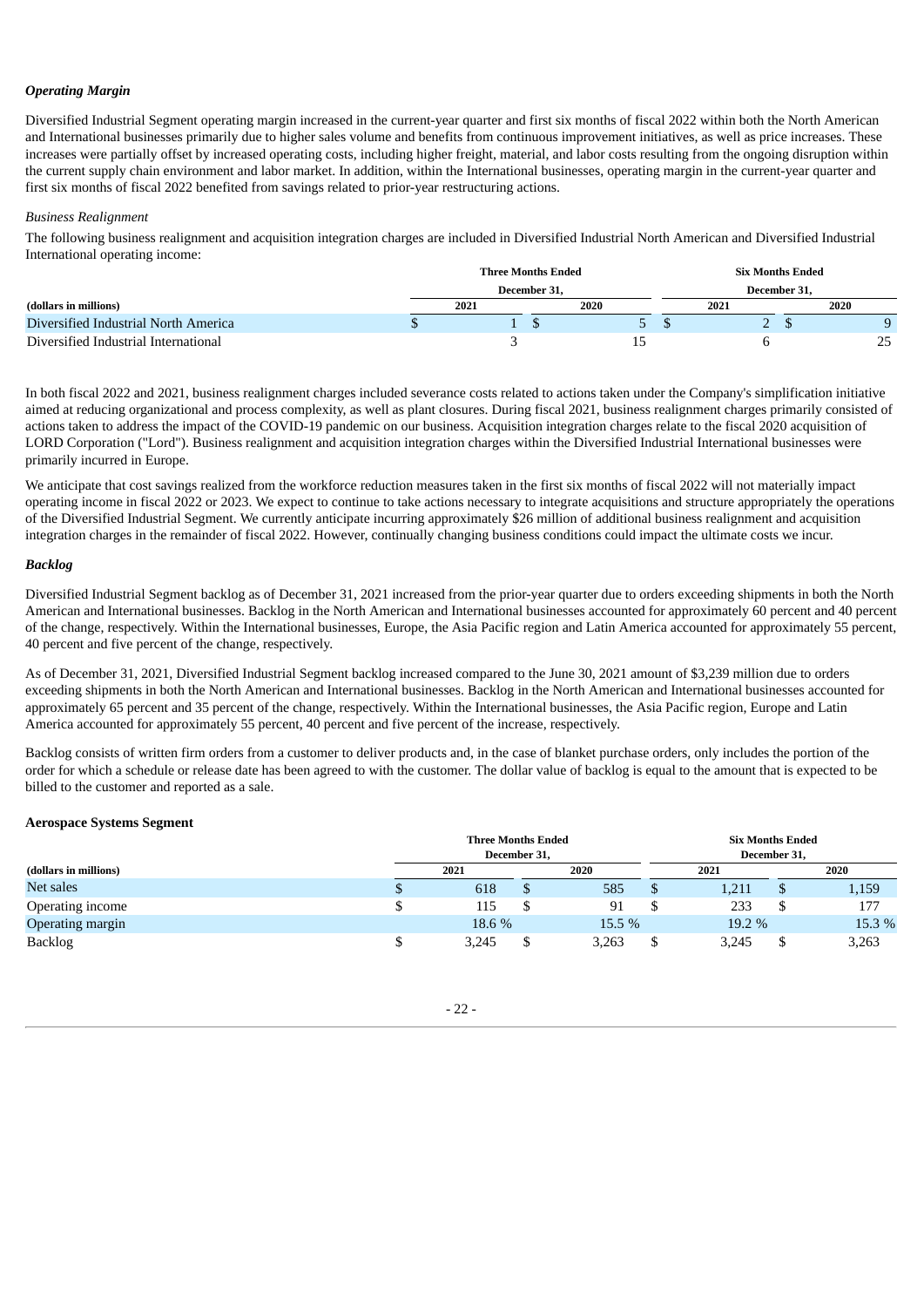### *Operating Margin*

Diversified Industrial Segment operating margin increased in the current-year quarter and first six months of fiscal 2022 within both the North American and International businesses primarily due to higher sales volume and benefits from continuous improvement initiatives, as well as price increases. These increases were partially offset by increased operating costs, including higher freight, material, and labor costs resulting from the ongoing disruption within the current supply chain environment and labor market. In addition, within the International businesses, operating margin in the current-year quarter and first six months of fiscal 2022 benefited from savings related to prior-year restructuring actions.

*Business Realignment*

The following business realignment and acquisition integration charges are included in Diversified Industrial North American and Diversified Industrial International operating income:

| | Three Months Ended December 31, | | Six Months Ended December 31, | |
|---|---|---|---|---|
| **(dollars in millions)** | **2021** | **2020** | **2021** | **2020** |
| Diversified Industrial North America | $ 1 | $ 5 | $ 2 | $ 9 |
| Diversified Industrial International | 3 | 15 | 6 | 25 |

In both fiscal 2022 and 2021, business realignment charges included severance costs related to actions taken under the Company's simplification initiative aimed at reducing organizational and process complexity, as well as plant closures. During fiscal 2021, business realignment charges primarily consisted of actions taken to address the impact of the COVID-19 pandemic on our business. Acquisition integration charges relate to the fiscal 2020 acquisition of LORD Corporation ("Lord"). Business realignment and acquisition integration charges within the Diversified Industrial International businesses were primarily incurred in Europe.

We anticipate that cost savings realized from the workforce reduction measures taken in the first six months of fiscal 2022 will not materially impact operating income in fiscal 2022 or 2023. We expect to continue to take actions necessary to integrate acquisitions and structure appropriately the operations of the Diversified Industrial Segment. We currently anticipate incurring approximately $26 million of additional business realignment and acquisition integration charges in the remainder of fiscal 2022. However, continually changing business conditions could impact the ultimate costs we incur.

### *Backlog*

Diversified Industrial Segment backlog as of December 31, 2021 increased from the prior-year quarter due to orders exceeding shipments in both the North American and International businesses. Backlog in the North American and International businesses accounted for approximately 60 percent and 40 percent of the change, respectively. Within the International businesses, Europe, the Asia Pacific region and Latin America accounted for approximately 55 percent, 40 percent and five percent of the change, respectively.

As of December 31, 2021, Diversified Industrial Segment backlog increased compared to the June 30, 2021 amount of $3,239 million due to orders exceeding shipments in both the North American and International businesses. Backlog in the North American and International businesses accounted for approximately 65 percent and 35 percent of the change, respectively. Within the International businesses, the Asia Pacific region, Europe and Latin America accounted for approximately 55 percent, 40 percent and five percent of the increase, respectively.

Backlog consists of written firm orders from a customer to deliver products and, in the case of blanket purchase orders, only includes the portion of the order for which a schedule or release date has been agreed to with the customer. The dollar value of backlog is equal to the amount that is expected to be billed to the customer and reported as a sale.

### Aerospace Systems Segment

| | Three Months Ended December 31, | | Six Months Ended December 31, | |
|---|---|---|---|---|
| **(dollars in millions)** | **2021** | **2020** | **2021** | **2020** |
| Net sales | $ 618 | $ 585 | $ 1,211 | $ 1,159 |
| Operating income | $ 115 | $ 91 | $ 233 | $ 177 |
| Operating margin | 18.6 % | 15.5 % | 19.2 % | 15.3 % |
| Backlog | $ 3,245 | $ 3,263 | $ 3,245 | $ 3,263 |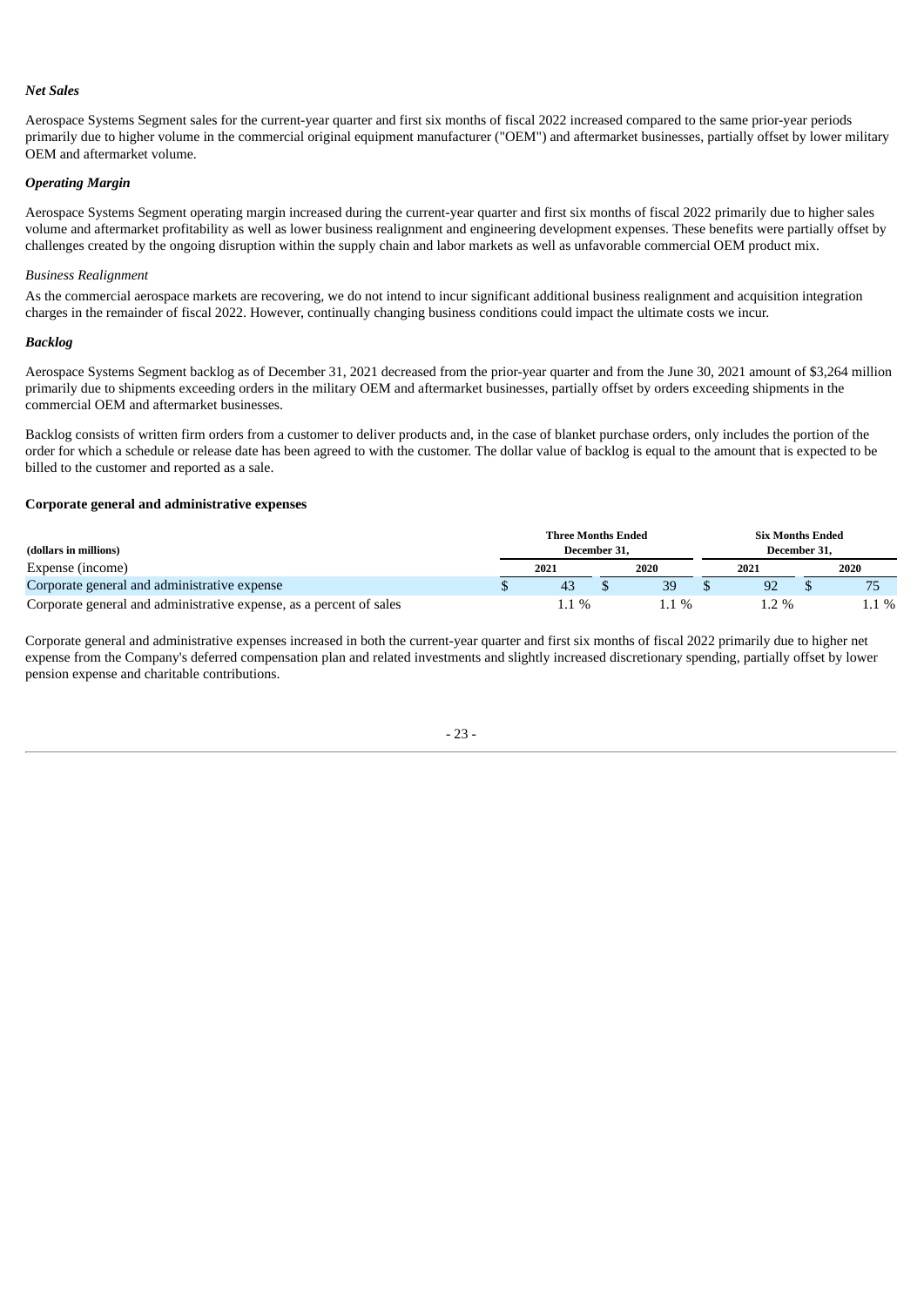***Net Sales***

Aerospace Systems Segment sales for the current-year quarter and first six months of fiscal 2022 increased compared to the same prior-year periods primarily due to higher volume in the commercial original equipment manufacturer ("OEM") and aftermarket businesses, partially offset by lower military OEM and aftermarket volume.

***Operating Margin***

Aerospace Systems Segment operating margin increased during the current-year quarter and first six months of fiscal 2022 primarily due to higher sales volume and aftermarket profitability as well as lower business realignment and engineering development expenses. These benefits were partially offset by challenges created by the ongoing disruption within the supply chain and labor markets as well as unfavorable commercial OEM product mix.

*Business Realignment*

As the commercial aerospace markets are recovering, we do not intend to incur significant additional business realignment and acquisition integration charges in the remainder of fiscal 2022. However, continually changing business conditions could impact the ultimate costs we incur.

***Backlog***

Aerospace Systems Segment backlog as of December 31, 2021 decreased from the prior-year quarter and from the June 30, 2021 amount of $3,264 million primarily due to shipments exceeding orders in the military OEM and aftermarket businesses, partially offset by orders exceeding shipments in the commercial OEM and aftermarket businesses.

Backlog consists of written firm orders from a customer to deliver products and, in the case of blanket purchase orders, only includes the portion of the order for which a schedule or release date has been agreed to with the customer. The dollar value of backlog is equal to the amount that is expected to be billed to the customer and reported as a sale.

**Corporate general and administrative expenses**

| (dollars in millions) | Three Months Ended December 31, | | Six Months Ended December 31, | |
|---|---|---|---|---|
| Expense (income) | 2021 | 2020 | 2021 | 2020 |
| Corporate general and administrative expense | $ 43 | $ 39 | $ 92 | $ 75 |
| Corporate general and administrative expense, as a percent of sales | 1.1 % | 1.1 % | 1.2 % | 1.1 % |

Corporate general and administrative expenses increased in both the current-year quarter and first six months of fiscal 2022 primarily due to higher net expense from the Company's deferred compensation plan and related investments and slightly increased discretionary spending, partially offset by lower pension expense and charitable contributions.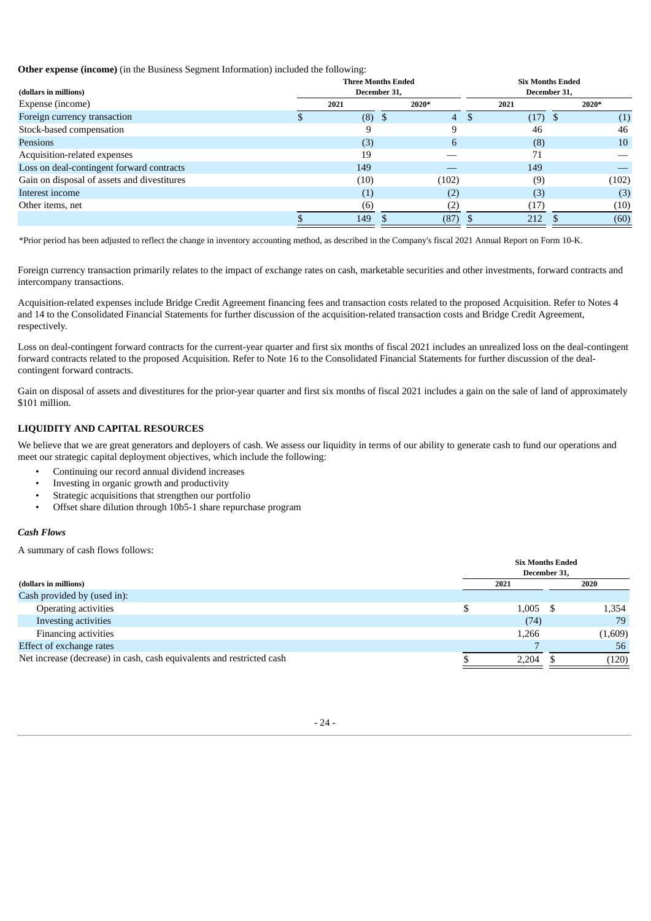**Other expense (income)** (in the Business Segment Information) included the following:

| (dollars in millions) | Three Months Ended December 31, | | Six Months Ended December 31, | |
|---|---|---|---|---|
| Expense (income) | 2021 | 2020* | 2021 | 2020* |
| Foreign currency transaction | $ (8) | $ 4 | $ (17) | $ (1) |
| Stock-based compensation | 9 | 9 | 46 | 46 |
| Pensions | (3) | 6 | (8) | 10 |
| Acquisition-related expenses | 19 | — | 71 | — |
| Loss on deal-contingent forward contracts | 149 | — | 149 | — |
| Gain on disposal of assets and divestitures | (10) | (102) | (9) | (102) |
| Interest income | (1) | (2) | (3) | (3) |
| Other items, net | (6) | (2) | (17) | (10) |
| | $ 149 | $ (87) | $ 212 | $ (60) |

*Prior period has been adjusted to reflect the change in inventory accounting method, as described in the Company's fiscal 2021 Annual Report on Form 10-K.

Foreign currency transaction primarily relates to the impact of exchange rates on cash, marketable securities and other investments, forward contracts and intercompany transactions.

Acquisition-related expenses include Bridge Credit Agreement financing fees and transaction costs related to the proposed Acquisition. Refer to Notes 4 and 14 to the Consolidated Financial Statements for further discussion of the acquisition-related transaction costs and Bridge Credit Agreement, respectively.

Loss on deal-contingent forward contracts for the current-year quarter and first six months of fiscal 2021 includes an unrealized loss on the deal-contingent forward contracts related to the proposed Acquisition. Refer to Note 16 to the Consolidated Financial Statements for further discussion of the deal-contingent forward contracts.

Gain on disposal of assets and divestitures for the prior-year quarter and first six months of fiscal 2021 includes a gain on the sale of land of approximately $101 million.

## LIQUIDITY AND CAPITAL RESOURCES

We believe that we are great generators and deployers of cash. We assess our liquidity in terms of our ability to generate cash to fund our operations and meet our strategic capital deployment objectives, which include the following:

- Continuing our record annual dividend increases
- Investing in organic growth and productivity
- Strategic acquisitions that strengthen our portfolio
- Offset share dilution through 10b5-1 share repurchase program

### *Cash Flows*

A summary of cash flows follows:

| (dollars in millions) | Six Months Ended December 31, 2021 | Six Months Ended December 31, 2020 |
|---|---|---|
| Cash provided by (used in): | | |
| Operating activities | $ 1,005 | $ 1,354 |
| Investing activities | (74) | 79 |
| Financing activities | 1,266 | (1,609) |
| Effect of exchange rates | 7 | 56 |
| Net increase (decrease) in cash, cash equivalents and restricted cash | $ 2,204 | $ (120) |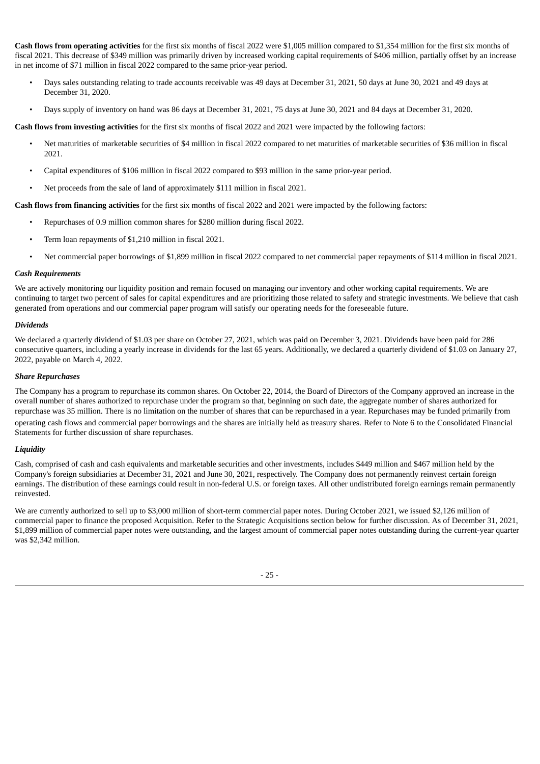**Cash flows from operating activities** for the first six months of fiscal 2022 were $1,005 million compared to $1,354 million for the first six months of fiscal 2021. This decrease of $349 million was primarily driven by increased working capital requirements of $406 million, partially offset by an increase in net income of $71 million in fiscal 2022 compared to the same prior-year period.

- Days sales outstanding relating to trade accounts receivable was 49 days at December 31, 2021, 50 days at June 30, 2021 and 49 days at December 31, 2020.
- Days supply of inventory on hand was 86 days at December 31, 2021, 75 days at June 30, 2021 and 84 days at December 31, 2020.

**Cash flows from investing activities** for the first six months of fiscal 2022 and 2021 were impacted by the following factors:

- Net maturities of marketable securities of $4 million in fiscal 2022 compared to net maturities of marketable securities of $36 million in fiscal 2021.
- Capital expenditures of $106 million in fiscal 2022 compared to $93 million in the same prior-year period.
- Net proceeds from the sale of land of approximately $111 million in fiscal 2021.

**Cash flows from financing activities** for the first six months of fiscal 2022 and 2021 were impacted by the following factors:

- Repurchases of 0.9 million common shares for $280 million during fiscal 2022.
- Term loan repayments of $1,210 million in fiscal 2021.
- Net commercial paper borrowings of $1,899 million in fiscal 2022 compared to net commercial paper repayments of $114 million in fiscal 2021.

***Cash Requirements***

We are actively monitoring our liquidity position and remain focused on managing our inventory and other working capital requirements. We are continuing to target two percent of sales for capital expenditures and are prioritizing those related to safety and strategic investments. We believe that cash generated from operations and our commercial paper program will satisfy our operating needs for the foreseeable future.

***Dividends***

We declared a quarterly dividend of $1.03 per share on October 27, 2021, which was paid on December 3, 2021. Dividends have been paid for 286 consecutive quarters, including a yearly increase in dividends for the last 65 years. Additionally, we declared a quarterly dividend of $1.03 on January 27, 2022, payable on March 4, 2022.

***Share Repurchases***

The Company has a program to repurchase its common shares. On October 22, 2014, the Board of Directors of the Company approved an increase in the overall number of shares authorized to repurchase under the program so that, beginning on such date, the aggregate number of shares authorized for repurchase was 35 million. There is no limitation on the number of shares that can be repurchased in a year. Repurchases may be funded primarily from operating cash flows and commercial paper borrowings and the shares are initially held as treasury shares. Refer to Note 6 to the Consolidated Financial Statements for further discussion of share repurchases.

***Liquidity***

Cash, comprised of cash and cash equivalents and marketable securities and other investments, includes $449 million and $467 million held by the Company's foreign subsidiaries at December 31, 2021 and June 30, 2021, respectively. The Company does not permanently reinvest certain foreign earnings. The distribution of these earnings could result in non-federal U.S. or foreign taxes. All other undistributed foreign earnings remain permanently reinvested.

We are currently authorized to sell up to $3,000 million of short-term commercial paper notes. During October 2021, we issued $2,126 million of commercial paper to finance the proposed Acquisition. Refer to the Strategic Acquisitions section below for further discussion. As of December 31, 2021, $1,899 million of commercial paper notes were outstanding, and the largest amount of commercial paper notes outstanding during the current-year quarter was $2,342 million.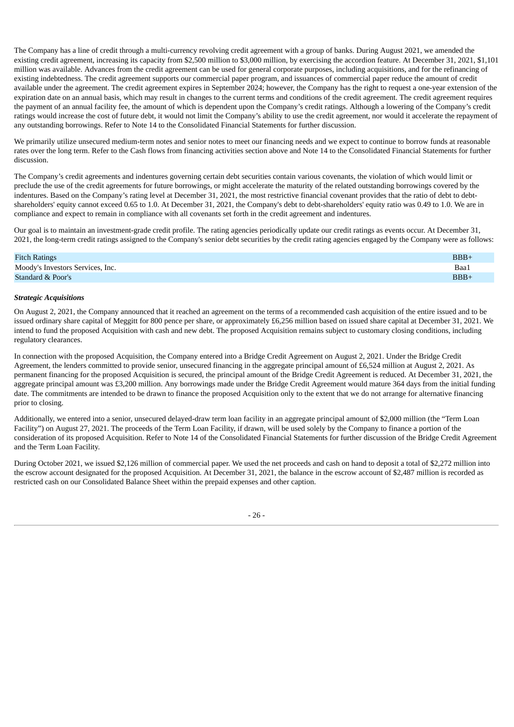The Company has a line of credit through a multi-currency revolving credit agreement with a group of banks. During August 2021, we amended the existing credit agreement, increasing its capacity from $2,500 million to $3,000 million, by exercising the accordion feature. At December 31, 2021, $1,101 million was available. Advances from the credit agreement can be used for general corporate purposes, including acquisitions, and for the refinancing of existing indebtedness. The credit agreement supports our commercial paper program, and issuances of commercial paper reduce the amount of credit available under the agreement. The credit agreement expires in September 2024; however, the Company has the right to request a one-year extension of the expiration date on an annual basis, which may result in changes to the current terms and conditions of the credit agreement. The credit agreement requires the payment of an annual facility fee, the amount of which is dependent upon the Company's credit ratings. Although a lowering of the Company's credit ratings would increase the cost of future debt, it would not limit the Company's ability to use the credit agreement, nor would it accelerate the repayment of any outstanding borrowings. Refer to Note 14 to the Consolidated Financial Statements for further discussion.

We primarily utilize unsecured medium-term notes and senior notes to meet our financing needs and we expect to continue to borrow funds at reasonable rates over the long term. Refer to the Cash flows from financing activities section above and Note 14 to the Consolidated Financial Statements for further discussion.

The Company's credit agreements and indentures governing certain debt securities contain various covenants, the violation of which would limit or preclude the use of the credit agreements for future borrowings, or might accelerate the maturity of the related outstanding borrowings covered by the indentures. Based on the Company's rating level at December 31, 2021, the most restrictive financial covenant provides that the ratio of debt to debt-shareholders' equity cannot exceed 0.65 to 1.0. At December 31, 2021, the Company's debt to debt-shareholders' equity ratio was 0.49 to 1.0. We are in compliance and expect to remain in compliance with all covenants set forth in the credit agreement and indentures.

Our goal is to maintain an investment-grade credit profile. The rating agencies periodically update our credit ratings as events occur. At December 31, 2021, the long-term credit ratings assigned to the Company's senior debt securities by the credit rating agencies engaged by the Company were as follows:

| | |
|---|---|
| Fitch Ratings | BBB+ |
| Moody's Investors Services, Inc. | Baa1 |
| Standard & Poor's | BBB+ |

***Strategic Acquisitions***

On August 2, 2021, the Company announced that it reached an agreement on the terms of a recommended cash acquisition of the entire issued and to be issued ordinary share capital of Meggitt for 800 pence per share, or approximately £6,256 million based on issued share capital at December 31, 2021. We intend to fund the proposed Acquisition with cash and new debt. The proposed Acquisition remains subject to customary closing conditions, including regulatory clearances.

In connection with the proposed Acquisition, the Company entered into a Bridge Credit Agreement on August 2, 2021. Under the Bridge Credit Agreement, the lenders committed to provide senior, unsecured financing in the aggregate principal amount of £6,524 million at August 2, 2021. As permanent financing for the proposed Acquisition is secured, the principal amount of the Bridge Credit Agreement is reduced. At December 31, 2021, the aggregate principal amount was £3,200 million. Any borrowings made under the Bridge Credit Agreement would mature 364 days from the initial funding date. The commitments are intended to be drawn to finance the proposed Acquisition only to the extent that we do not arrange for alternative financing prior to closing.

Additionally, we entered into a senior, unsecured delayed-draw term loan facility in an aggregate principal amount of $2,000 million (the "Term Loan Facility") on August 27, 2021. The proceeds of the Term Loan Facility, if drawn, will be used solely by the Company to finance a portion of the consideration of its proposed Acquisition. Refer to Note 14 of the Consolidated Financial Statements for further discussion of the Bridge Credit Agreement and the Term Loan Facility.

During October 2021, we issued $2,126 million of commercial paper. We used the net proceeds and cash on hand to deposit a total of $2,272 million into the escrow account designated for the proposed Acquisition. At December 31, 2021, the balance in the escrow account of $2,487 million is recorded as restricted cash on our Consolidated Balance Sheet within the prepaid expenses and other caption.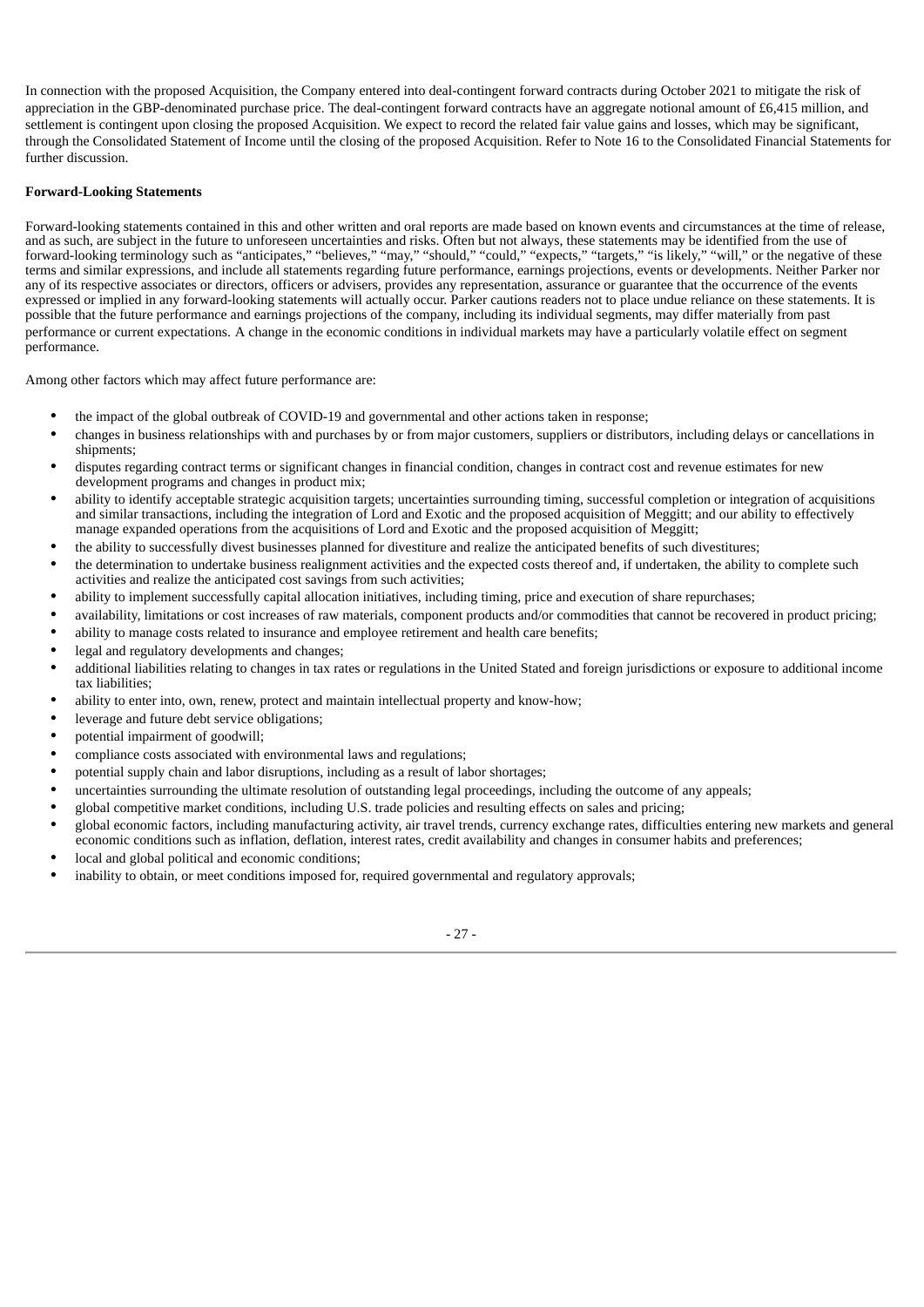In connection with the proposed Acquisition, the Company entered into deal-contingent forward contracts during October 2021 to mitigate the risk of appreciation in the GBP-denominated purchase price. The deal-contingent forward contracts have an aggregate notional amount of £6,415 million, and settlement is contingent upon closing the proposed Acquisition. We expect to record the related fair value gains and losses, which may be significant, through the Consolidated Statement of Income until the closing of the proposed Acquisition. Refer to Note 16 to the Consolidated Financial Statements for further discussion.

**Forward-Looking Statements**

Forward-looking statements contained in this and other written and oral reports are made based on known events and circumstances at the time of release, and as such, are subject in the future to unforeseen uncertainties and risks. Often but not always, these statements may be identified from the use of forward-looking terminology such as "anticipates," "believes," "may," "should," "could," "expects," "targets," "is likely," "will," or the negative of these terms and similar expressions, and include all statements regarding future performance, earnings projections, events or developments. Neither Parker nor any of its respective associates or directors, officers or advisers, provides any representation, assurance or guarantee that the occurrence of the events expressed or implied in any forward-looking statements will actually occur. Parker cautions readers not to place undue reliance on these statements. It is possible that the future performance and earnings projections of the company, including its individual segments, may differ materially from past performance or current expectations. A change in the economic conditions in individual markets may have a particularly volatile effect on segment performance.

Among other factors which may affect future performance are:

- the impact of the global outbreak of COVID-19 and governmental and other actions taken in response;
- changes in business relationships with and purchases by or from major customers, suppliers or distributors, including delays or cancellations in shipments;
- disputes regarding contract terms or significant changes in financial condition, changes in contract cost and revenue estimates for new development programs and changes in product mix;
- ability to identify acceptable strategic acquisition targets; uncertainties surrounding timing, successful completion or integration of acquisitions and similar transactions, including the integration of Lord and Exotic and the proposed acquisition of Meggitt; and our ability to effectively manage expanded operations from the acquisitions of Lord and Exotic and the proposed acquisition of Meggitt;
- the ability to successfully divest businesses planned for divestiture and realize the anticipated benefits of such divestitures;
- the determination to undertake business realignment activities and the expected costs thereof and, if undertaken, the ability to complete such activities and realize the anticipated cost savings from such activities;
- ability to implement successfully capital allocation initiatives, including timing, price and execution of share repurchases;
- availability, limitations or cost increases of raw materials, component products and/or commodities that cannot be recovered in product pricing;
- ability to manage costs related to insurance and employee retirement and health care benefits;
- legal and regulatory developments and changes;
- additional liabilities relating to changes in tax rates or regulations in the United Stated and foreign jurisdictions or exposure to additional income tax liabilities;
- ability to enter into, own, renew, protect and maintain intellectual property and know-how;
- leverage and future debt service obligations;
- potential impairment of goodwill;
- compliance costs associated with environmental laws and regulations;
- potential supply chain and labor disruptions, including as a result of labor shortages;
- uncertainties surrounding the ultimate resolution of outstanding legal proceedings, including the outcome of any appeals;
- global competitive market conditions, including U.S. trade policies and resulting effects on sales and pricing;
- global economic factors, including manufacturing activity, air travel trends, currency exchange rates, difficulties entering new markets and general economic conditions such as inflation, deflation, interest rates, credit availability and changes in consumer habits and preferences;
- local and global political and economic conditions;
- inability to obtain, or meet conditions imposed for, required governmental and regulatory approvals;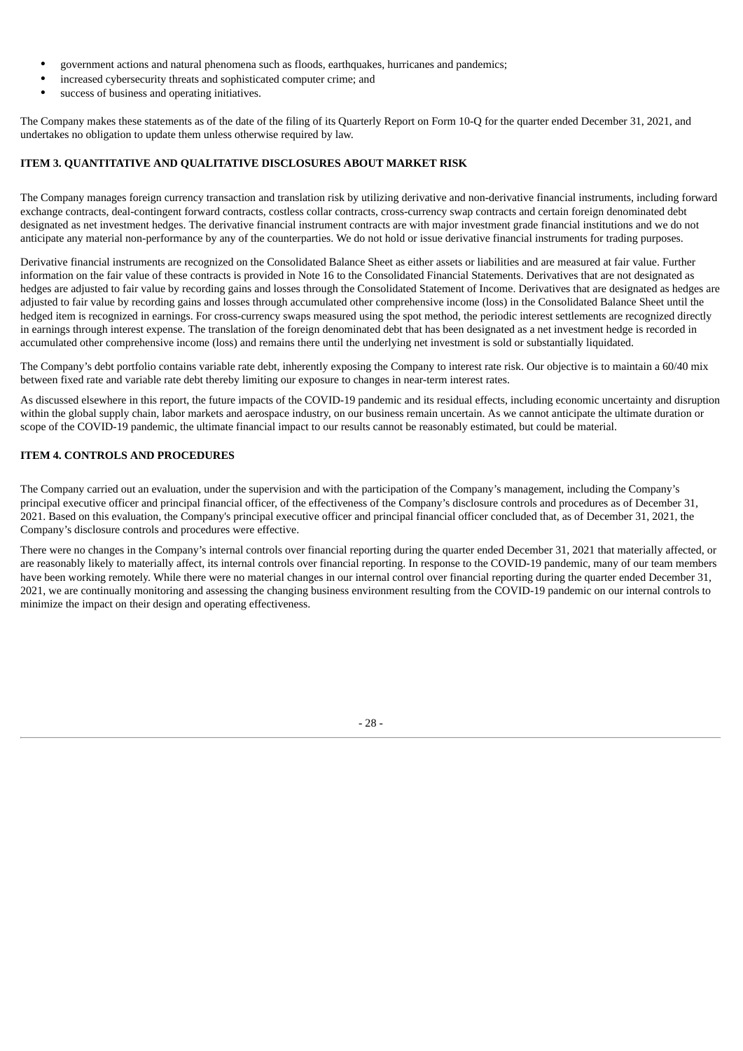- government actions and natural phenomena such as floods, earthquakes, hurricanes and pandemics;
- increased cybersecurity threats and sophisticated computer crime; and
- success of business and operating initiatives.

The Company makes these statements as of the date of the filing of its Quarterly Report on Form 10-Q for the quarter ended December 31, 2021, and undertakes no obligation to update them unless otherwise required by law.

## ITEM 3. QUANTITATIVE AND QUALITATIVE DISCLOSURES ABOUT MARKET RISK

The Company manages foreign currency transaction and translation risk by utilizing derivative and non-derivative financial instruments, including forward exchange contracts, deal-contingent forward contracts, costless collar contracts, cross-currency swap contracts and certain foreign denominated debt designated as net investment hedges. The derivative financial instrument contracts are with major investment grade financial institutions and we do not anticipate any material non-performance by any of the counterparties. We do not hold or issue derivative financial instruments for trading purposes.

Derivative financial instruments are recognized on the Consolidated Balance Sheet as either assets or liabilities and are measured at fair value. Further information on the fair value of these contracts is provided in Note 16 to the Consolidated Financial Statements. Derivatives that are not designated as hedges are adjusted to fair value by recording gains and losses through the Consolidated Statement of Income. Derivatives that are designated as hedges are adjusted to fair value by recording gains and losses through accumulated other comprehensive income (loss) in the Consolidated Balance Sheet until the hedged item is recognized in earnings. For cross-currency swaps measured using the spot method, the periodic interest settlements are recognized directly in earnings through interest expense. The translation of the foreign denominated debt that has been designated as a net investment hedge is recorded in accumulated other comprehensive income (loss) and remains there until the underlying net investment is sold or substantially liquidated.

The Company's debt portfolio contains variable rate debt, inherently exposing the Company to interest rate risk. Our objective is to maintain a 60/40 mix between fixed rate and variable rate debt thereby limiting our exposure to changes in near-term interest rates.

As discussed elsewhere in this report, the future impacts of the COVID-19 pandemic and its residual effects, including economic uncertainty and disruption within the global supply chain, labor markets and aerospace industry, on our business remain uncertain. As we cannot anticipate the ultimate duration or scope of the COVID-19 pandemic, the ultimate financial impact to our results cannot be reasonably estimated, but could be material.

## ITEM 4. CONTROLS AND PROCEDURES

The Company carried out an evaluation, under the supervision and with the participation of the Company's management, including the Company's principal executive officer and principal financial officer, of the effectiveness of the Company's disclosure controls and procedures as of December 31, 2021. Based on this evaluation, the Company's principal executive officer and principal financial officer concluded that, as of December 31, 2021, the Company's disclosure controls and procedures were effective.

There were no changes in the Company's internal controls over financial reporting during the quarter ended December 31, 2021 that materially affected, or are reasonably likely to materially affect, its internal controls over financial reporting. In response to the COVID-19 pandemic, many of our team members have been working remotely. While there were no material changes in our internal control over financial reporting during the quarter ended December 31, 2021, we are continually monitoring and assessing the changing business environment resulting from the COVID-19 pandemic on our internal controls to minimize the impact on their design and operating effectiveness.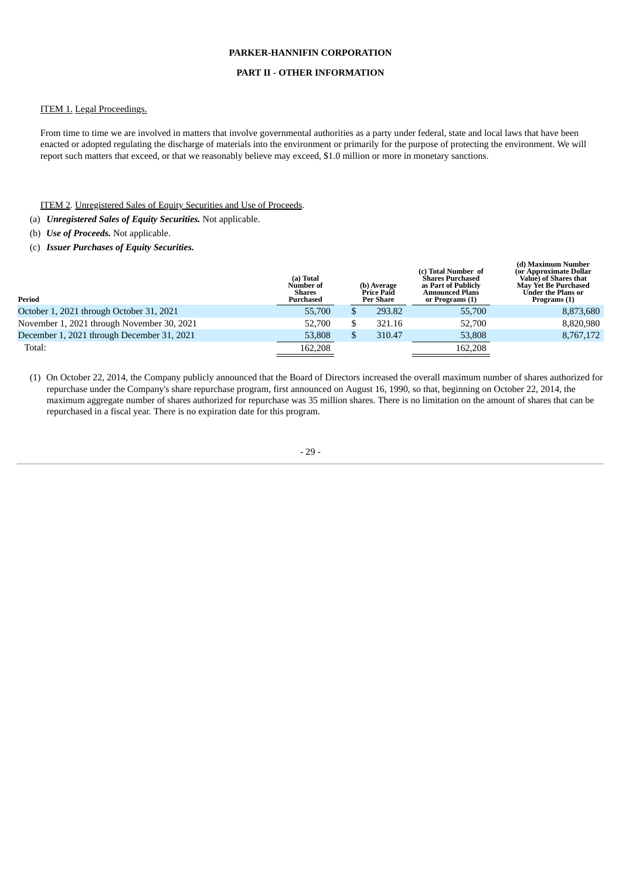**PARKER-HANNIFIN CORPORATION**

**PART II - OTHER INFORMATION**

ITEM 1. Legal Proceedings.

From time to time we are involved in matters that involve governmental authorities as a party under federal, state and local laws that have been enacted or adopted regulating the discharge of materials into the environment or primarily for the purpose of protecting the environment. We will report such matters that exceed, or that we reasonably believe may exceed, $1.0 million or more in monetary sanctions.

ITEM 2. Unregistered Sales of Equity Securities and Use of Proceeds.

(a) ***Unregistered Sales of Equity Securities.*** Not applicable.

(b) ***Use of Proceeds.*** Not applicable.

(c) ***Issuer Purchases of Equity Securities.***

| Period | (a) Total Number of Shares Purchased | (b) Average Price Paid Per Share | (c) Total Number of Shares Purchased as Part of Publicly Announced Plans or Programs (1) | (d) Maximum Number (or Approximate Dollar Value) of Shares that May Yet Be Purchased Under the Plans or Programs (1) |
|---|---|---|---|---|
| October 1, 2021 through October 31, 2021 | 55,700 | $ 293.82 | 55,700 | 8,873,680 |
| November 1, 2021 through November 30, 2021 | 52,700 | $ 321.16 | 52,700 | 8,820,980 |
| December 1, 2021 through December 31, 2021 | 53,808 | $ 310.47 | 53,808 | 8,767,172 |
| Total: | 162,208 | | 162,208 | |

(1) On October 22, 2014, the Company publicly announced that the Board of Directors increased the overall maximum number of shares authorized for repurchase under the Company's share repurchase program, first announced on August 16, 1990, so that, beginning on October 22, 2014, the maximum aggregate number of shares authorized for repurchase was 35 million shares. There is no limitation on the amount of shares that can be repurchased in a fiscal year. There is no expiration date for this program.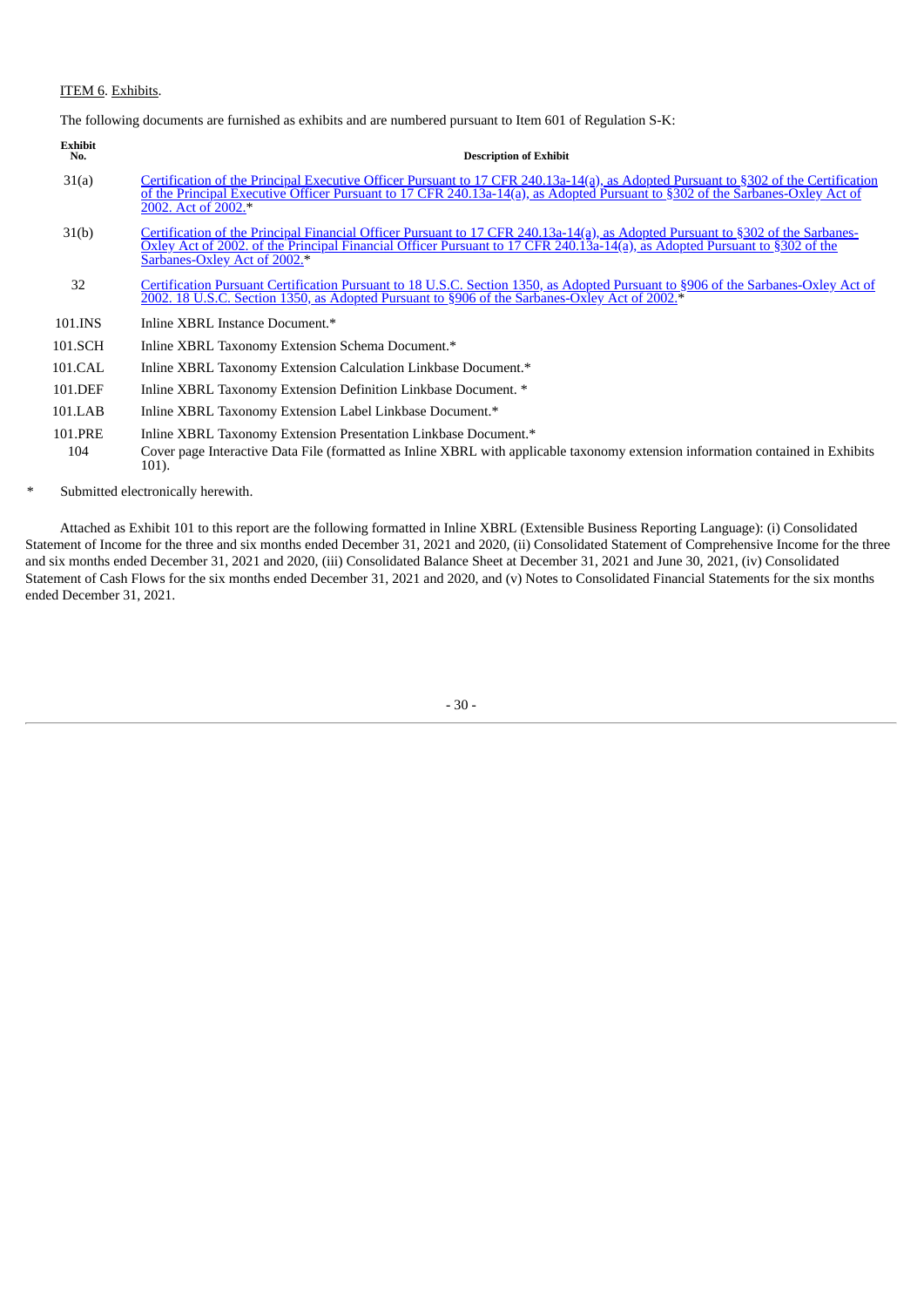ITEM 6. Exhibits.

The following documents are furnished as exhibits and are numbered pursuant to Item 601 of Regulation S-K:

| Exhibit No. | Description of Exhibit |
|---|---|
| 31(a) | Certification of the Principal Executive Officer Pursuant to 17 CFR 240.13a-14(a), as Adopted Pursuant to §302 of the Certification of the Principal Executive Officer Pursuant to 17 CFR 240.13a-14(a), as Adopted Pursuant to §302 of the Sarbanes-Oxley Act of 2002. Act of 2002.* |
| 31(b) | Certification of the Principal Financial Officer Pursuant to 17 CFR 240.13a-14(a), as Adopted Pursuant to §302 of the Sarbanes-Oxley Act of 2002. of the Principal Financial Officer Pursuant to 17 CFR 240.13a-14(a), as Adopted Pursuant to §302 of the Sarbanes-Oxley Act of 2002.* |
| 32 | Certification Pursuant Certification Pursuant to 18 U.S.C. Section 1350, as Adopted Pursuant to §906 of the Sarbanes-Oxley Act of 2002. 18 U.S.C. Section 1350, as Adopted Pursuant to §906 of the Sarbanes-Oxley Act of 2002.* |
| 101.INS | Inline XBRL Instance Document.* |
| 101.SCH | Inline XBRL Taxonomy Extension Schema Document.* |
| 101.CAL | Inline XBRL Taxonomy Extension Calculation Linkbase Document.* |
| 101.DEF | Inline XBRL Taxonomy Extension Definition Linkbase Document. * |
| 101.LAB | Inline XBRL Taxonomy Extension Label Linkbase Document.* |
| 101.PRE | Inline XBRL Taxonomy Extension Presentation Linkbase Document.* |
| 104 | Cover page Interactive Data File (formatted as Inline XBRL with applicable taxonomy extension information contained in Exhibits 101). |

\* Submitted electronically herewith.

Attached as Exhibit 101 to this report are the following formatted in Inline XBRL (Extensible Business Reporting Language): (i) Consolidated Statement of Income for the three and six months ended December 31, 2021 and 2020, (ii) Consolidated Statement of Comprehensive Income for the three and six months ended December 31, 2021 and 2020, (iii) Consolidated Balance Sheet at December 31, 2021 and June 30, 2021, (iv) Consolidated Statement of Cash Flows for the six months ended December 31, 2021 and 2020, and (v) Notes to Consolidated Financial Statements for the six months ended December 31, 2021.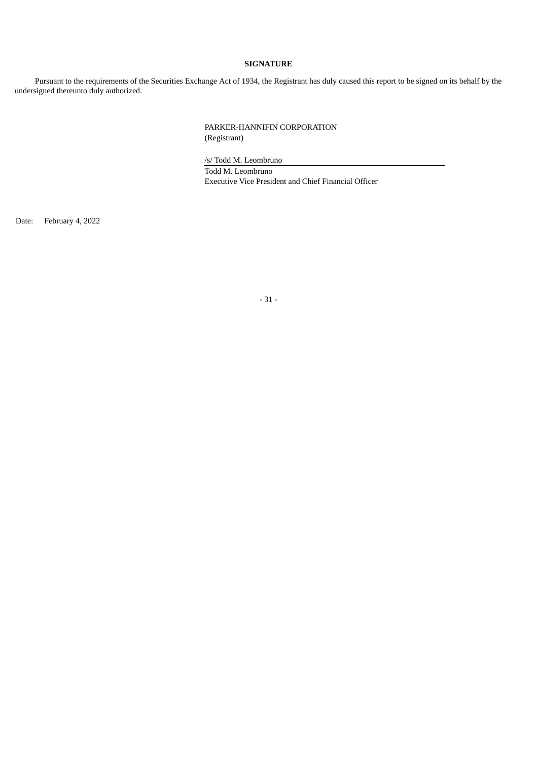**SIGNATURE**

Pursuant to the requirements of the Securities Exchange Act of 1934, the Registrant has duly caused this report to be signed on its behalf by the undersigned thereunto duly authorized.

PARKER-HANNIFIN CORPORATION
(Registrant)

/s/ Todd M. Leombruno
Todd M. Leombruno
Executive Vice President and Chief Financial Officer

Date: February 4, 2022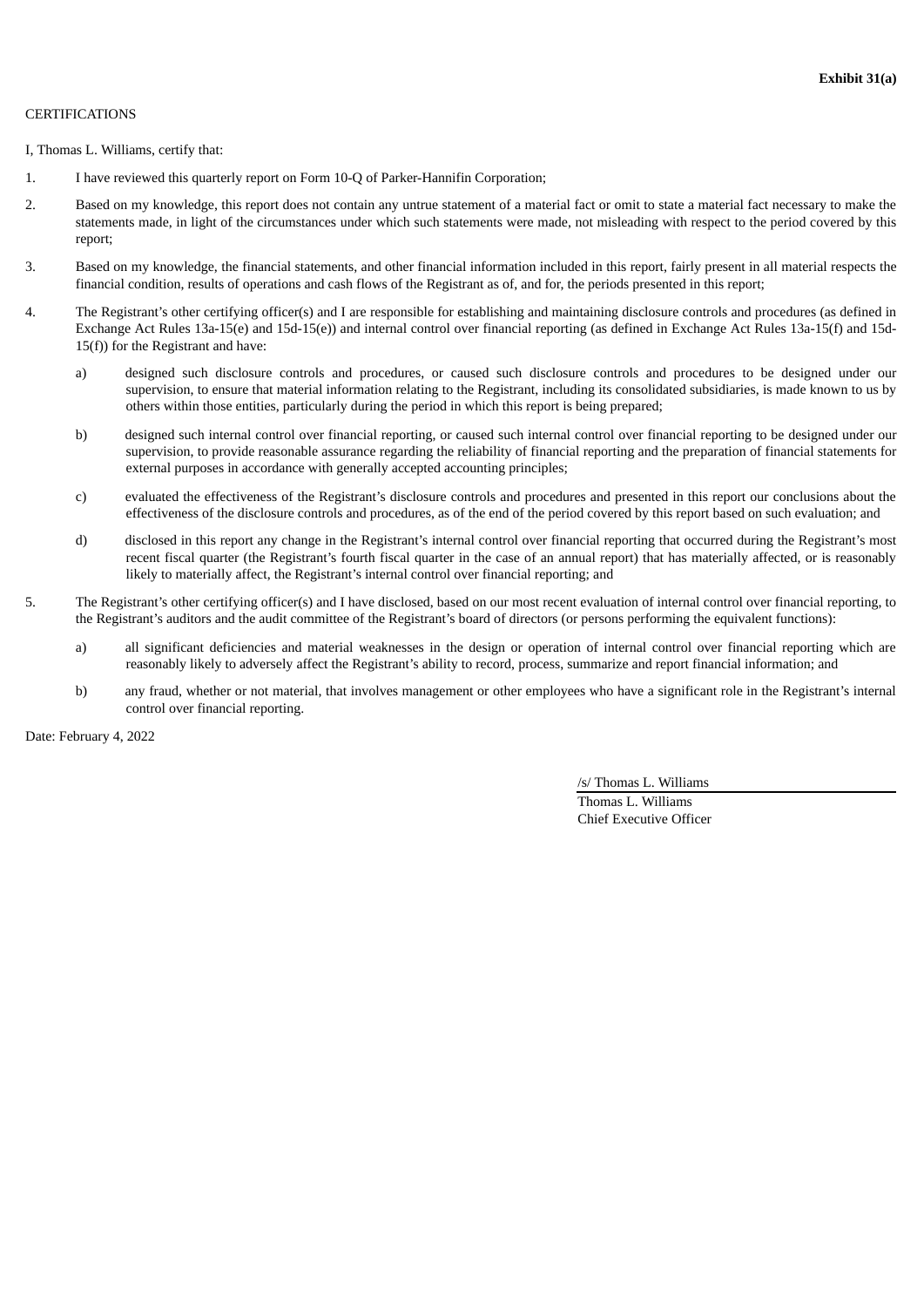**Exhibit 31(a)**

CERTIFICATIONS

I, Thomas L. Williams, certify that:

1. I have reviewed this quarterly report on Form 10-Q of Parker-Hannifin Corporation;

2. Based on my knowledge, this report does not contain any untrue statement of a material fact or omit to state a material fact necessary to make the statements made, in light of the circumstances under which such statements were made, not misleading with respect to the period covered by this report;

3. Based on my knowledge, the financial statements, and other financial information included in this report, fairly present in all material respects the financial condition, results of operations and cash flows of the Registrant as of, and for, the periods presented in this report;

4. The Registrant's other certifying officer(s) and I are responsible for establishing and maintaining disclosure controls and procedures (as defined in Exchange Act Rules 13a-15(e) and 15d-15(e)) and internal control over financial reporting (as defined in Exchange Act Rules 13a-15(f) and 15d-15(f)) for the Registrant and have:

   a) designed such disclosure controls and procedures, or caused such disclosure controls and procedures to be designed under our supervision, to ensure that material information relating to the Registrant, including its consolidated subsidiaries, is made known to us by others within those entities, particularly during the period in which this report is being prepared;

   b) designed such internal control over financial reporting, or caused such internal control over financial reporting to be designed under our supervision, to provide reasonable assurance regarding the reliability of financial reporting and the preparation of financial statements for external purposes in accordance with generally accepted accounting principles;

   c) evaluated the effectiveness of the Registrant's disclosure controls and procedures and presented in this report our conclusions about the effectiveness of the disclosure controls and procedures, as of the end of the period covered by this report based on such evaluation; and

   d) disclosed in this report any change in the Registrant's internal control over financial reporting that occurred during the Registrant's most recent fiscal quarter (the Registrant's fourth fiscal quarter in the case of an annual report) that has materially affected, or is reasonably likely to materially affect, the Registrant's internal control over financial reporting; and

5. The Registrant's other certifying officer(s) and I have disclosed, based on our most recent evaluation of internal control over financial reporting, to the Registrant's auditors and the audit committee of the Registrant's board of directors (or persons performing the equivalent functions):

   a) all significant deficiencies and material weaknesses in the design or operation of internal control over financial reporting which are reasonably likely to adversely affect the Registrant's ability to record, process, summarize and report financial information; and

   b) any fraud, whether or not material, that involves management or other employees who have a significant role in the Registrant's internal control over financial reporting.

Date: February 4, 2022

/s/ Thomas L. Williams
Thomas L. Williams
Chief Executive Officer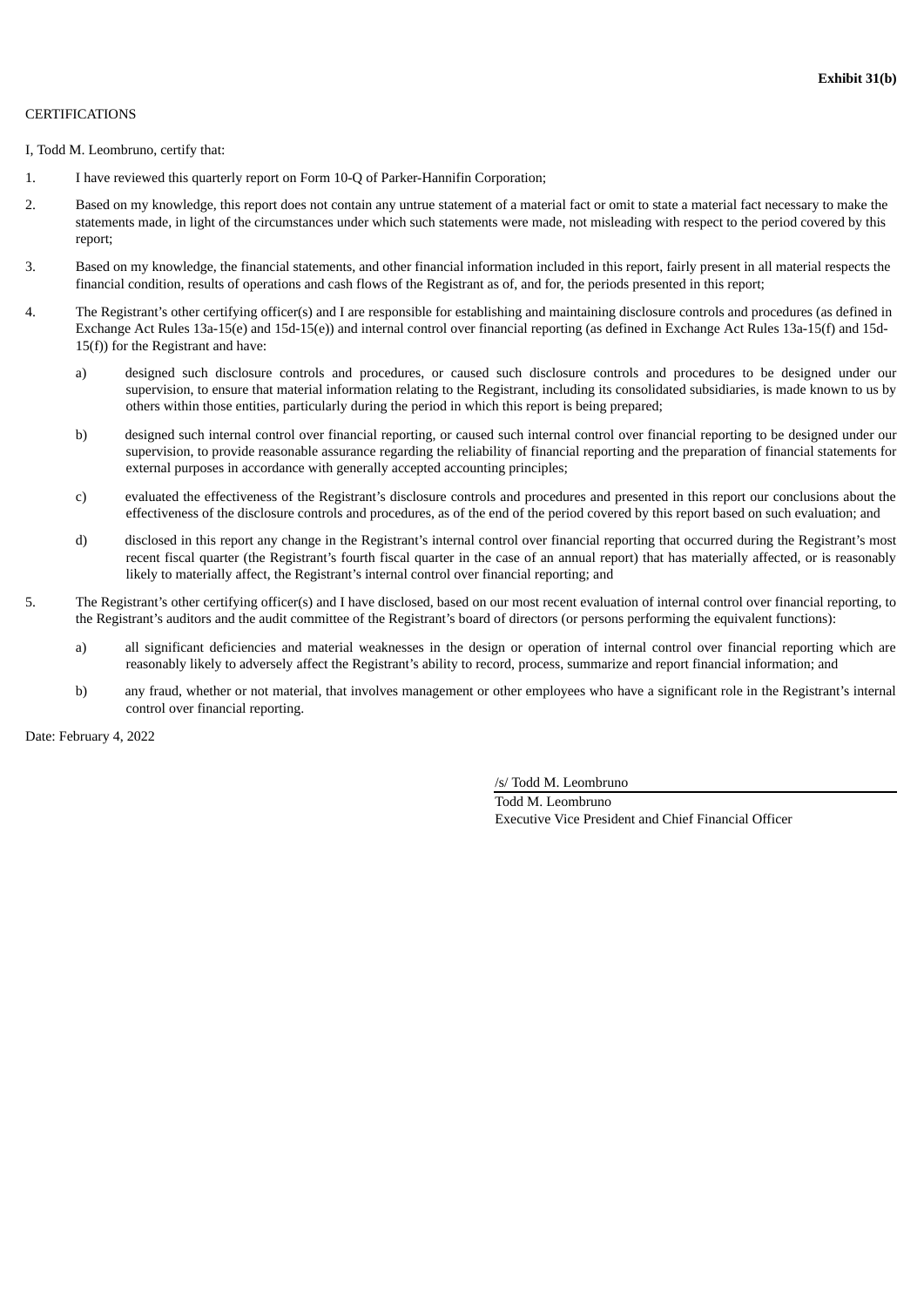**Exhibit 31(b)**

CERTIFICATIONS

I, Todd M. Leombruno, certify that:

1. I have reviewed this quarterly report on Form 10-Q of Parker-Hannifin Corporation;
2. Based on my knowledge, this report does not contain any untrue statement of a material fact or omit to state a material fact necessary to make the statements made, in light of the circumstances under which such statements were made, not misleading with respect to the period covered by this report;
3. Based on my knowledge, the financial statements, and other financial information included in this report, fairly present in all material respects the financial condition, results of operations and cash flows of the Registrant as of, and for, the periods presented in this report;
4. The Registrant's other certifying officer(s) and I are responsible for establishing and maintaining disclosure controls and procedures (as defined in Exchange Act Rules 13a-15(e) and 15d-15(e)) and internal control over financial reporting (as defined in Exchange Act Rules 13a-15(f) and 15d-15(f)) for the Registrant and have:
   a) designed such disclosure controls and procedures, or caused such disclosure controls and procedures to be designed under our supervision, to ensure that material information relating to the Registrant, including its consolidated subsidiaries, is made known to us by others within those entities, particularly during the period in which this report is being prepared;
   b) designed such internal control over financial reporting, or caused such internal control over financial reporting to be designed under our supervision, to provide reasonable assurance regarding the reliability of financial reporting and the preparation of financial statements for external purposes in accordance with generally accepted accounting principles;
   c) evaluated the effectiveness of the Registrant's disclosure controls and procedures and presented in this report our conclusions about the effectiveness of the disclosure controls and procedures, as of the end of the period covered by this report based on such evaluation; and
   d) disclosed in this report any change in the Registrant's internal control over financial reporting that occurred during the Registrant's most recent fiscal quarter (the Registrant's fourth fiscal quarter in the case of an annual report) that has materially affected, or is reasonably likely to materially affect, the Registrant's internal control over financial reporting; and
5. The Registrant's other certifying officer(s) and I have disclosed, based on our most recent evaluation of internal control over financial reporting, to the Registrant's auditors and the audit committee of the Registrant's board of directors (or persons performing the equivalent functions):
   a) all significant deficiencies and material weaknesses in the design or operation of internal control over financial reporting which are reasonably likely to adversely affect the Registrant's ability to record, process, summarize and report financial information; and
   b) any fraud, whether or not material, that involves management or other employees who have a significant role in the Registrant's internal control over financial reporting.

Date: February 4, 2022

/s/ Todd M. Leombruno

Todd M. Leombruno
Executive Vice President and Chief Financial Officer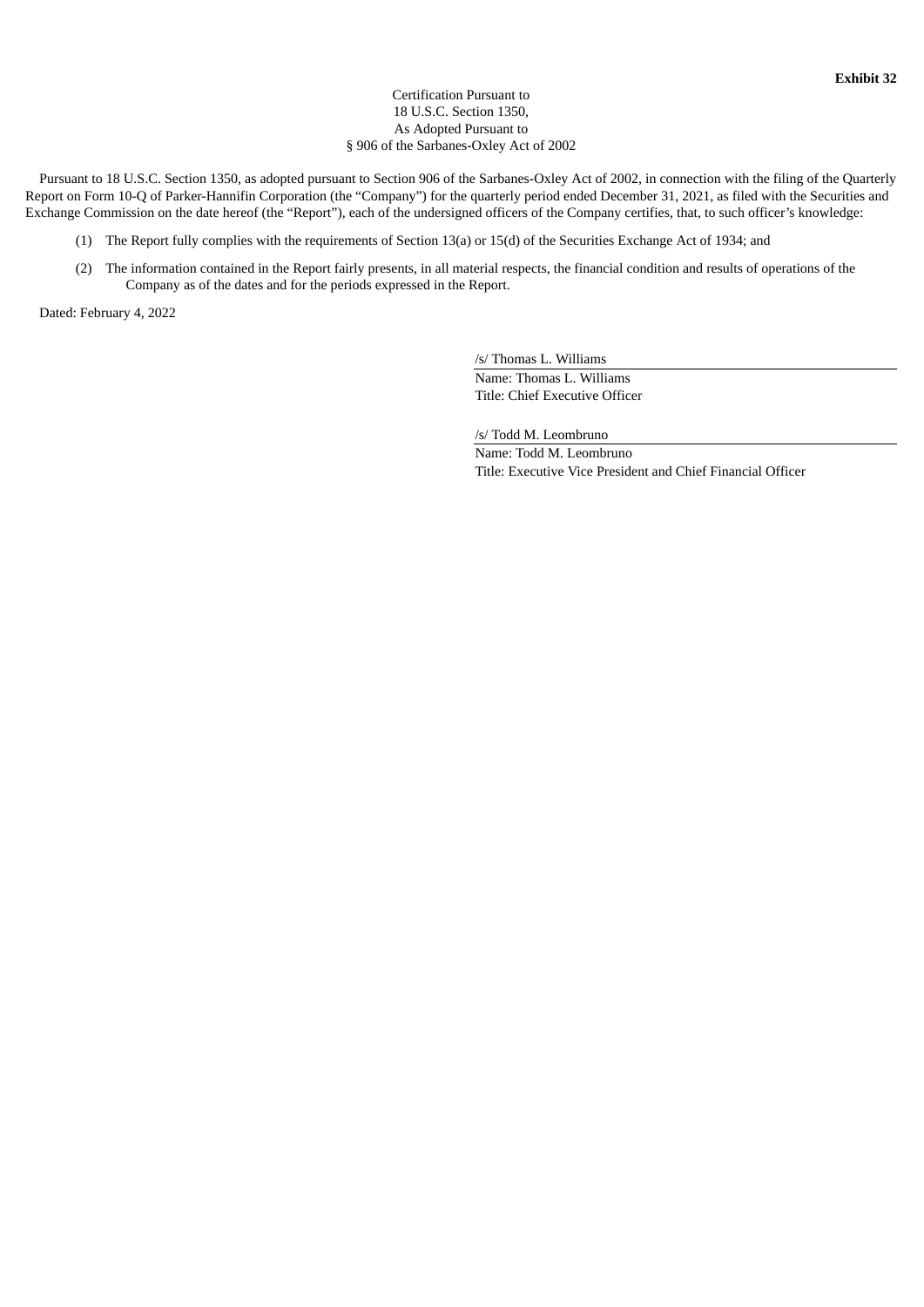**Exhibit 32**

Certification Pursuant to
18 U.S.C. Section 1350,
As Adopted Pursuant to
§ 906 of the Sarbanes-Oxley Act of 2002

Pursuant to 18 U.S.C. Section 1350, as adopted pursuant to Section 906 of the Sarbanes-Oxley Act of 2002, in connection with the filing of the Quarterly Report on Form 10-Q of Parker-Hannifin Corporation (the "Company") for the quarterly period ended December 31, 2021, as filed with the Securities and Exchange Commission on the date hereof (the "Report"), each of the undersigned officers of the Company certifies, that, to such officer's knowledge:

(1) The Report fully complies with the requirements of Section 13(a) or 15(d) of the Securities Exchange Act of 1934; and

(2) The information contained in the Report fairly presents, in all material respects, the financial condition and results of operations of the Company as of the dates and for the periods expressed in the Report.

Dated: February 4, 2022

/s/ Thomas L. Williams
Name: Thomas L. Williams
Title: Chief Executive Officer

/s/ Todd M. Leombruno
Name: Todd M. Leombruno
Title: Executive Vice President and Chief Financial Officer